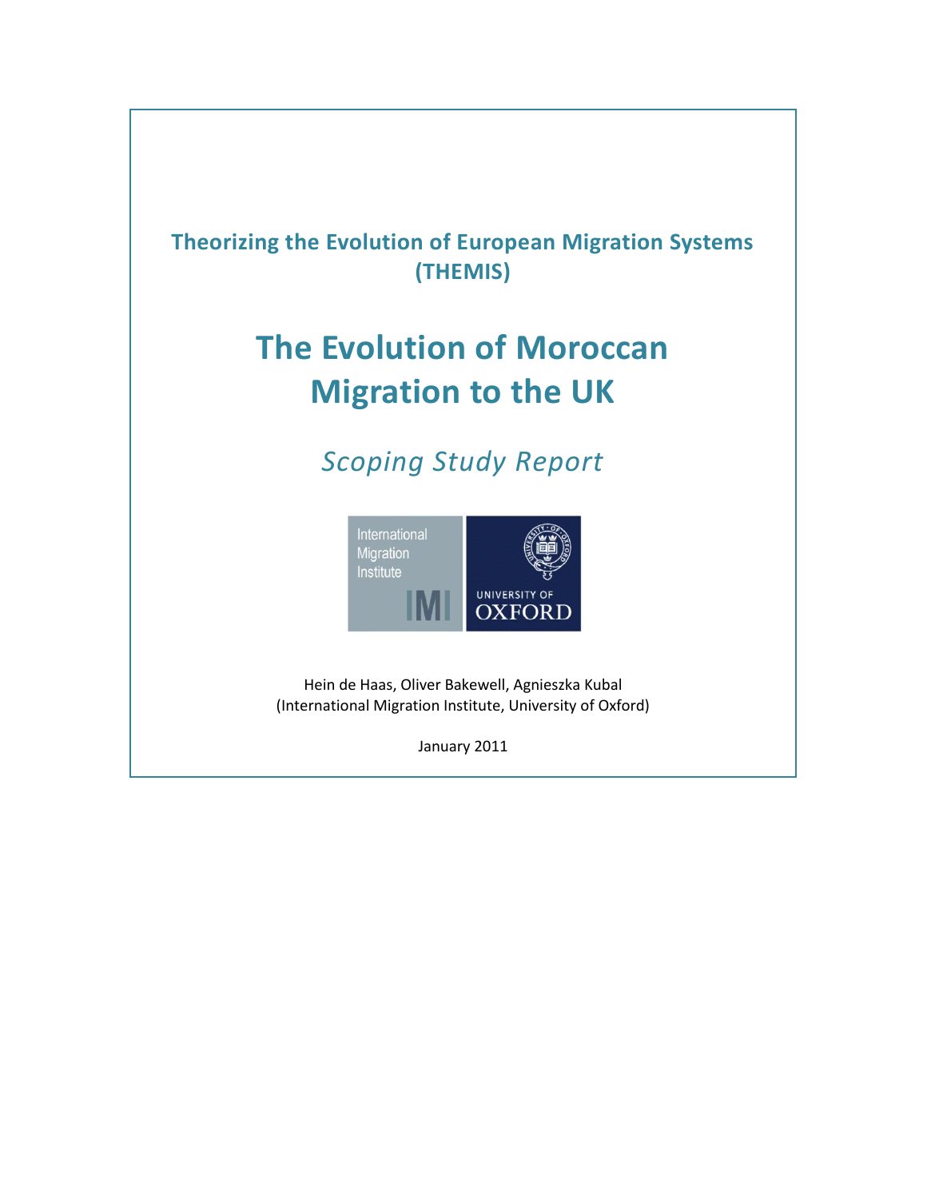## Theorizing the Evolution of European Migration Systems (THEMIS)

# The Evolution of Moroccan Migration to the UK

*Scoping Study Report*

International Migration Institute IMI

UNIVERSITY OF OXFORD

Hein de Haas, Oliver Bakewell, Agnieszka Kubal
(International Migration Institute, University of Oxford)

January 2011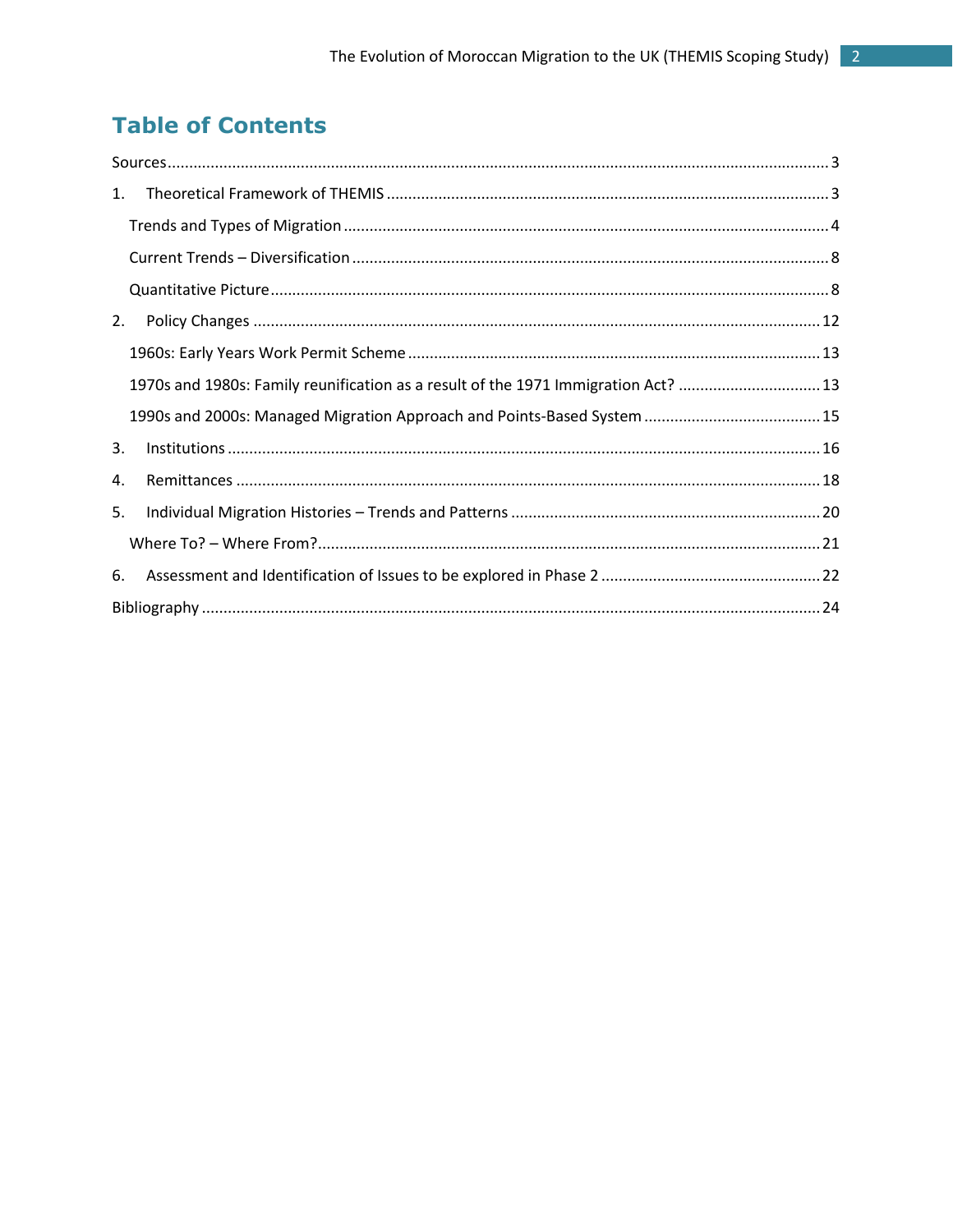# Table of Contents

Sources ........................................................................................................................................... 3

1. Theoretical Framework of THEMIS ..................................................................................... 3

   Trends and Types of Migration ............................................................................................. 4

   Current Trends – Diversification ........................................................................................... 8

   Quantitative Picture ............................................................................................................... 8

2. Policy Changes .................................................................................................................. 12

   1960s: Early Years Work Permit Scheme ............................................................................. 13

   1970s and 1980s: Family reunification as a result of the 1971 Immigration Act? ................ 13

   1990s and 2000s: Managed Migration Approach and Points-Based System ......................... 15

3. Institutions ........................................................................................................................ 16

4. Remittances ...................................................................................................................... 18

5. Individual Migration Histories – Trends and Patterns ........................................................ 20

   Where To? – Where From? ................................................................................................... 21

6. Assessment and Identification of Issues to be explored in Phase 2 ................................... 22

Bibliography ................................................................................................................................ 24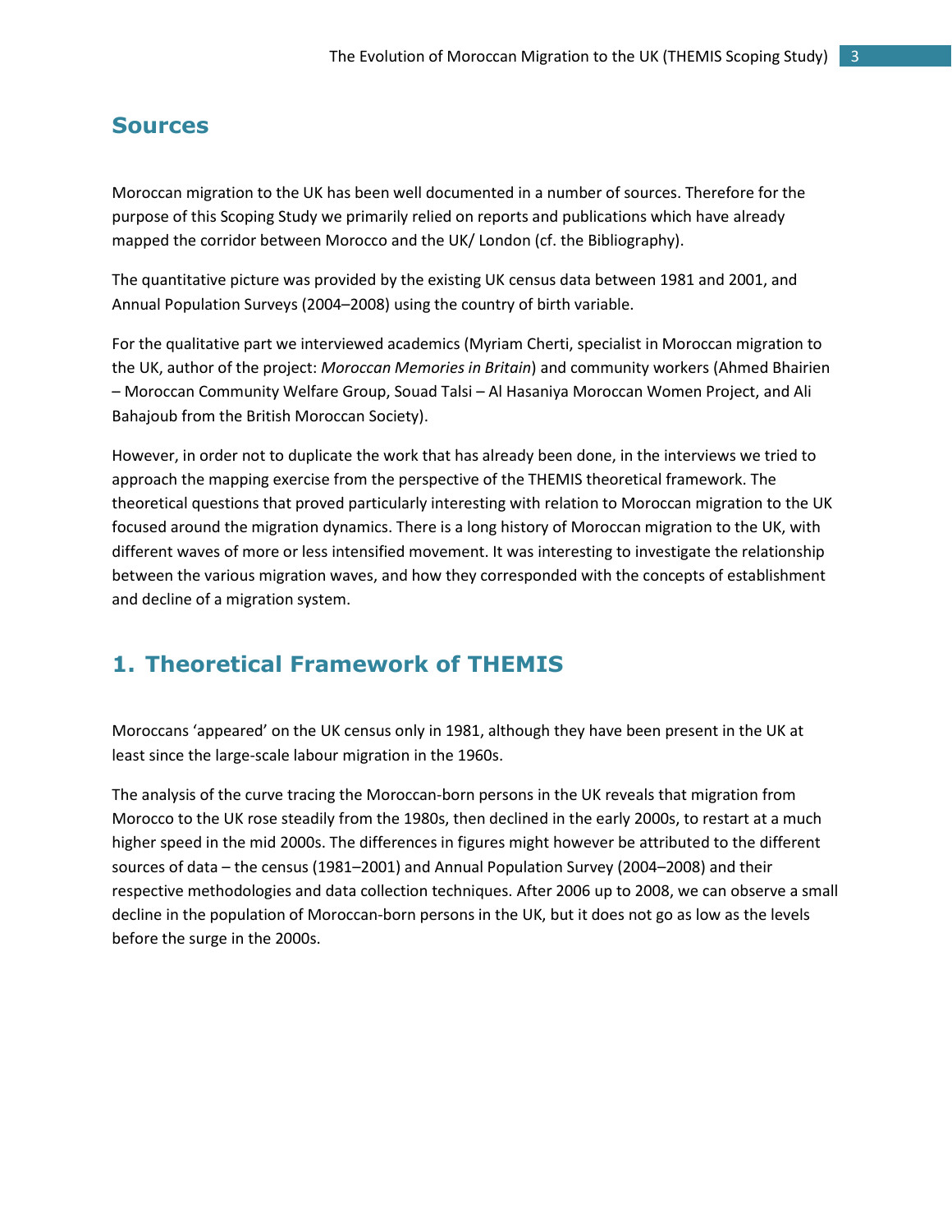## Sources

Moroccan migration to the UK has been well documented in a number of sources. Therefore for the purpose of this Scoping Study we primarily relied on reports and publications which have already mapped the corridor between Morocco and the UK/ London (cf. the Bibliography).

The quantitative picture was provided by the existing UK census data between 1981 and 2001, and Annual Population Surveys (2004–2008) using the country of birth variable.

For the qualitative part we interviewed academics (Myriam Cherti, specialist in Moroccan migration to the UK, author of the project: *Moroccan Memories in Britain*) and community workers (Ahmed Bhairien – Moroccan Community Welfare Group, Souad Talsi – Al Hasaniya Moroccan Women Project, and Ali Bahajoub from the British Moroccan Society).

However, in order not to duplicate the work that has already been done, in the interviews we tried to approach the mapping exercise from the perspective of the THEMIS theoretical framework. The theoretical questions that proved particularly interesting with relation to Moroccan migration to the UK focused around the migration dynamics. There is a long history of Moroccan migration to the UK, with different waves of more or less intensified movement. It was interesting to investigate the relationship between the various migration waves, and how they corresponded with the concepts of establishment and decline of a migration system.

## 1. Theoretical Framework of THEMIS

Moroccans 'appeared' on the UK census only in 1981, although they have been present in the UK at least since the large-scale labour migration in the 1960s.

The analysis of the curve tracing the Moroccan-born persons in the UK reveals that migration from Morocco to the UK rose steadily from the 1980s, then declined in the early 2000s, to restart at a much higher speed in the mid 2000s. The differences in figures might however be attributed to the different sources of data – the census (1981–2001) and Annual Population Survey (2004–2008) and their respective methodologies and data collection techniques. After 2006 up to 2008, we can observe a small decline in the population of Moroccan-born persons in the UK, but it does not go as low as the levels before the surge in the 2000s.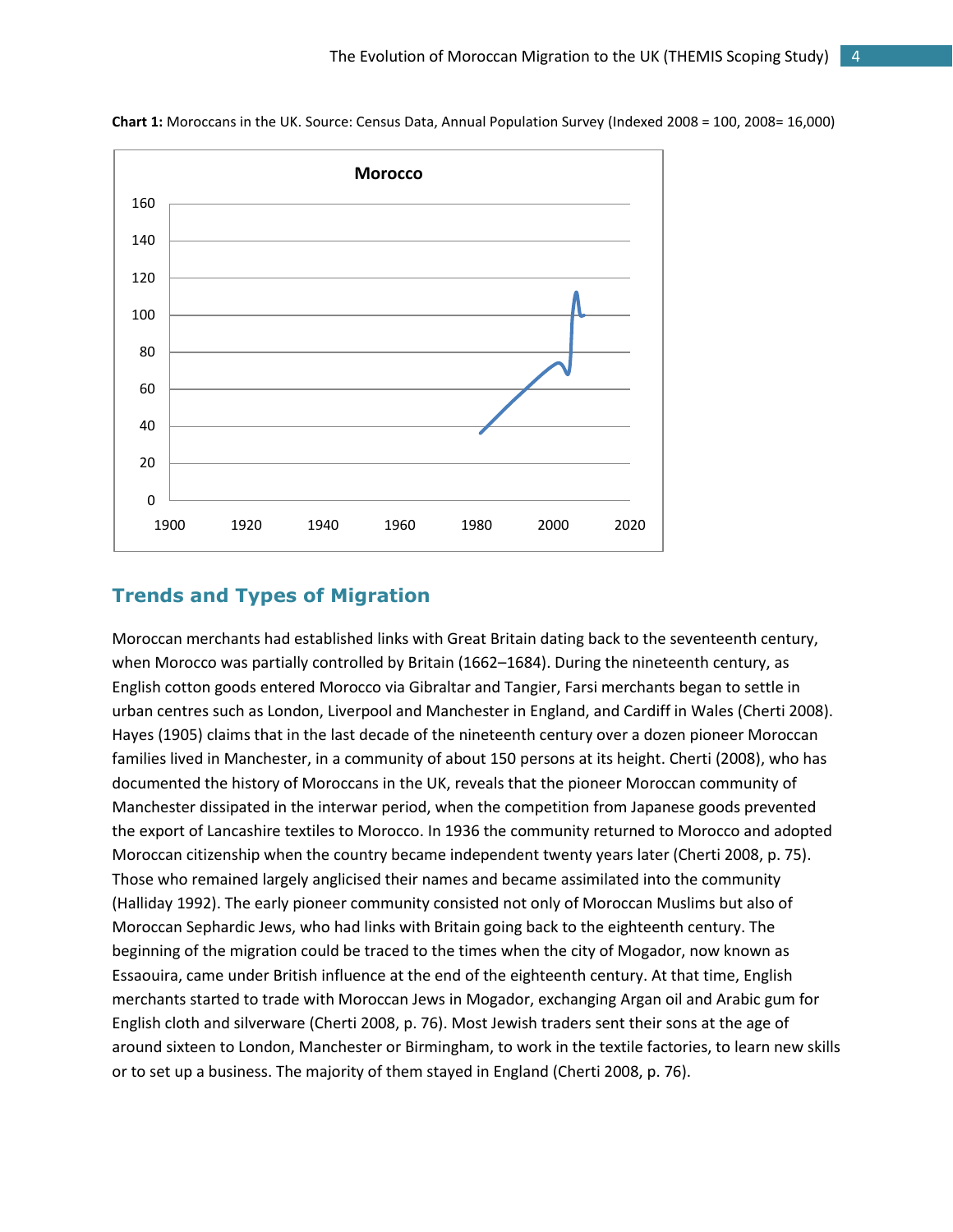**Chart 1:** Moroccans in the UK. Source: Census Data, Annual Population Survey (Indexed 2008 = 100, 2008= 16,000)

## Trends and Types of Migration

Moroccan merchants had established links with Great Britain dating back to the seventeenth century, when Morocco was partially controlled by Britain (1662–1684). During the nineteenth century, as English cotton goods entered Morocco via Gibraltar and Tangier, Farsi merchants began to settle in urban centres such as London, Liverpool and Manchester in England, and Cardiff in Wales (Cherti 2008). Hayes (1905) claims that in the last decade of the nineteenth century over a dozen pioneer Moroccan families lived in Manchester, in a community of about 150 persons at its height. Cherti (2008), who has documented the history of Moroccans in the UK, reveals that the pioneer Moroccan community of Manchester dissipated in the interwar period, when the competition from Japanese goods prevented the export of Lancashire textiles to Morocco. In 1936 the community returned to Morocco and adopted Moroccan citizenship when the country became independent twenty years later (Cherti 2008, p. 75). Those who remained largely anglicised their names and became assimilated into the community (Halliday 1992). The early pioneer community consisted not only of Moroccan Muslims but also of Moroccan Sephardic Jews, who had links with Britain going back to the eighteenth century. The beginning of the migration could be traced to the times when the city of Mogador, now known as Essaouira, came under British influence at the end of the eighteenth century. At that time, English merchants started to trade with Moroccan Jews in Mogador, exchanging Argan oil and Arabic gum for English cloth and silverware (Cherti 2008, p. 76). Most Jewish traders sent their sons at the age of around sixteen to London, Manchester or Birmingham, to work in the textile factories, to learn new skills or to set up a business. The majority of them stayed in England (Cherti 2008, p. 76).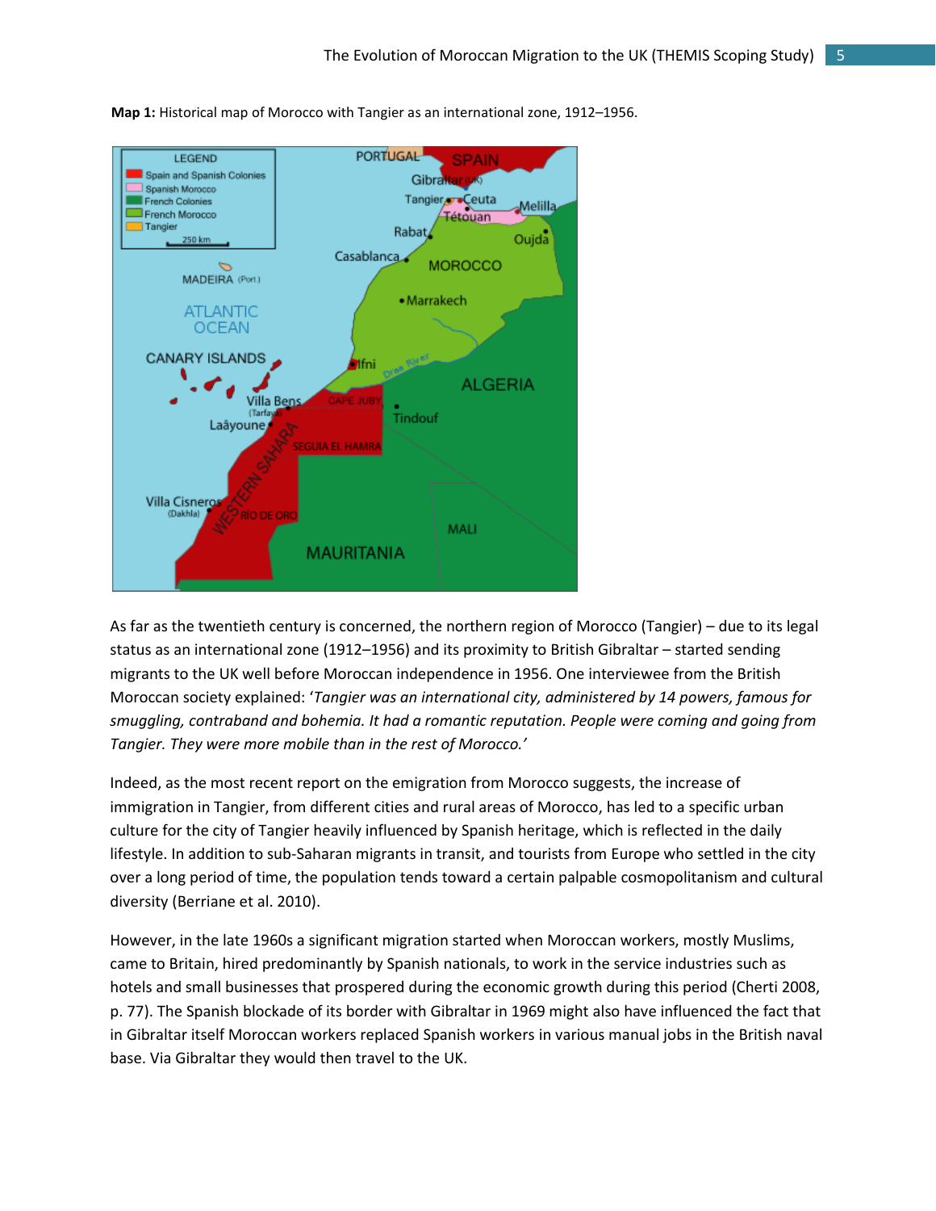**Map 1:** Historical map of Morocco with Tangier as an international zone, 1912–1956.

As far as the twentieth century is concerned, the northern region of Morocco (Tangier) – due to its legal status as an international zone (1912–1956) and its proximity to British Gibraltar – started sending migrants to the UK well before Moroccan independence in 1956. One interviewee from the British Moroccan society explained: '*Tangier was an international city, administered by 14 powers, famous for smuggling, contraband and bohemia. It had a romantic reputation. People were coming and going from Tangier. They were more mobile than in the rest of Morocco.*'

Indeed, as the most recent report on the emigration from Morocco suggests, the increase of immigration in Tangier, from different cities and rural areas of Morocco, has led to a specific urban culture for the city of Tangier heavily influenced by Spanish heritage, which is reflected in the daily lifestyle. In addition to sub-Saharan migrants in transit, and tourists from Europe who settled in the city over a long period of time, the population tends toward a certain palpable cosmopolitanism and cultural diversity (Berriane et al. 2010).

However, in the late 1960s a significant migration started when Moroccan workers, mostly Muslims, came to Britain, hired predominantly by Spanish nationals, to work in the service industries such as hotels and small businesses that prospered during the economic growth during this period (Cherti 2008, p. 77). The Spanish blockade of its border with Gibraltar in 1969 might also have influenced the fact that in Gibraltar itself Moroccan workers replaced Spanish workers in various manual jobs in the British naval base. Via Gibraltar they would then travel to the UK.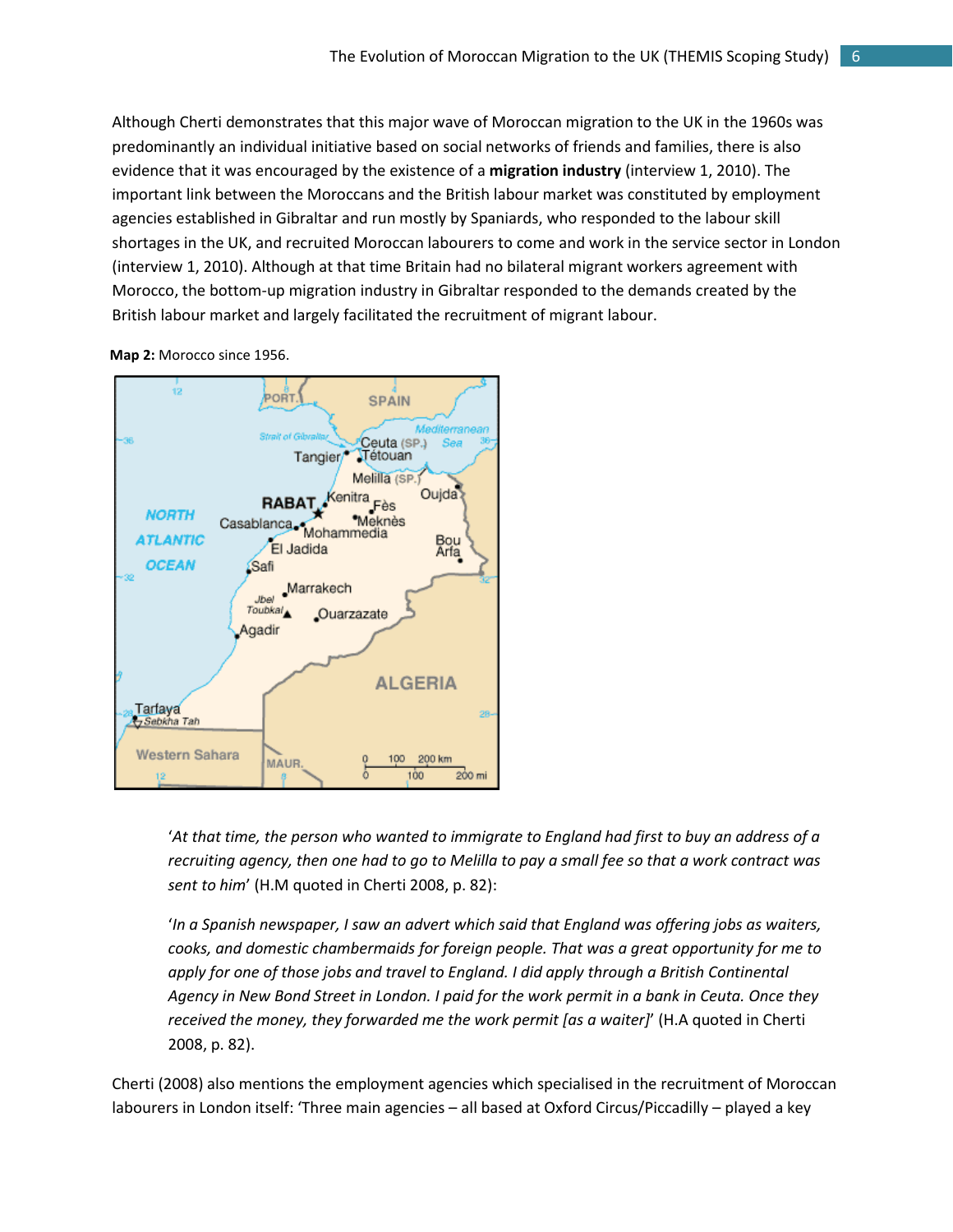Although Cherti demonstrates that this major wave of Moroccan migration to the UK in the 1960s was predominantly an individual initiative based on social networks of friends and families, there is also evidence that it was encouraged by the existence of a **migration industry** (interview 1, 2010). The important link between the Moroccans and the British labour market was constituted by employment agencies established in Gibraltar and run mostly by Spaniards, who responded to the labour skill shortages in the UK, and recruited Moroccan labourers to come and work in the service sector in London (interview 1, 2010). Although at that time Britain had no bilateral migrant workers agreement with Morocco, the bottom-up migration industry in Gibraltar responded to the demands created by the British labour market and largely facilitated the recruitment of migrant labour.

**Map 2:** Morocco since 1956.

> '*At that time, the person who wanted to immigrate to England had first to buy an address of a recruiting agency, then one had to go to Melilla to pay a small fee so that a work contract was sent to him*' (H.M quoted in Cherti 2008, p. 82):

> '*In a Spanish newspaper, I saw an advert which said that England was offering jobs as waiters, cooks, and domestic chambermaids for foreign people. That was a great opportunity for me to apply for one of those jobs and travel to England. I did apply through a British Continental Agency in New Bond Street in London. I paid for the work permit in a bank in Ceuta. Once they received the money, they forwarded me the work permit [as a waiter]*' (H.A quoted in Cherti 2008, p. 82).

Cherti (2008) also mentions the employment agencies which specialised in the recruitment of Moroccan labourers in London itself: 'Three main agencies – all based at Oxford Circus/Piccadilly – played a key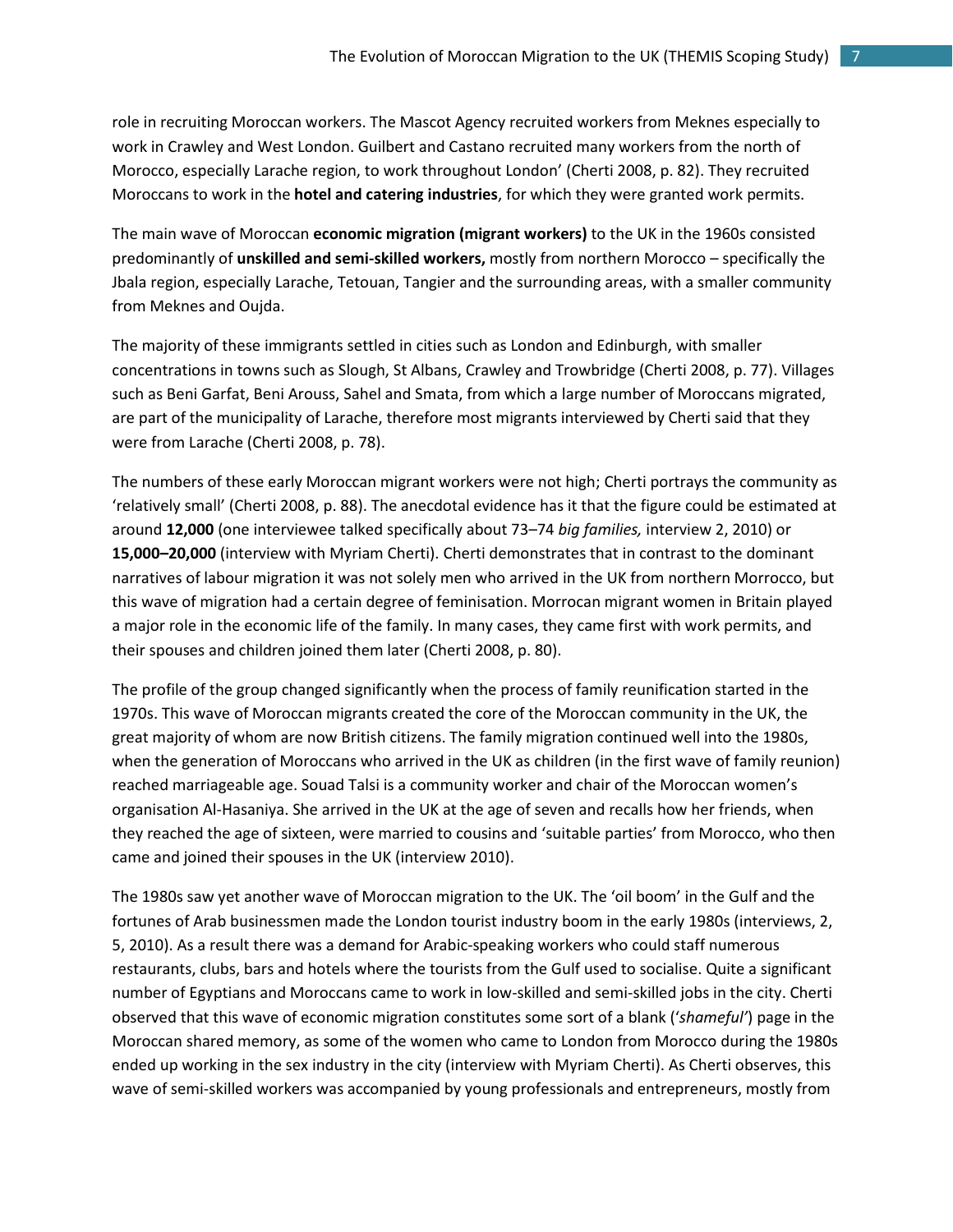role in recruiting Moroccan workers. The Mascot Agency recruited workers from Meknes especially to work in Crawley and West London. Guilbert and Castano recruited many workers from the north of Morocco, especially Larache region, to work throughout London' (Cherti 2008, p. 82). They recruited Moroccans to work in the **hotel and catering industries**, for which they were granted work permits.

The main wave of Moroccan **economic migration (migrant workers)** to the UK in the 1960s consisted predominantly of **unskilled and semi-skilled workers,** mostly from northern Morocco – specifically the Jbala region, especially Larache, Tetouan, Tangier and the surrounding areas, with a smaller community from Meknes and Oujda.

The majority of these immigrants settled in cities such as London and Edinburgh, with smaller concentrations in towns such as Slough, St Albans, Crawley and Trowbridge (Cherti 2008, p. 77). Villages such as Beni Garfat, Beni Arouss, Sahel and Smata, from which a large number of Moroccans migrated, are part of the municipality of Larache, therefore most migrants interviewed by Cherti said that they were from Larache (Cherti 2008, p. 78).

The numbers of these early Moroccan migrant workers were not high; Cherti portrays the community as 'relatively small' (Cherti 2008, p. 88). The anecdotal evidence has it that the figure could be estimated at around **12,000** (one interviewee talked specifically about 73–74 *big families,* interview 2, 2010) or **15,000–20,000** (interview with Myriam Cherti). Cherti demonstrates that in contrast to the dominant narratives of labour migration it was not solely men who arrived in the UK from northern Morrocco, but this wave of migration had a certain degree of feminisation. Morrocan migrant women in Britain played a major role in the economic life of the family. In many cases, they came first with work permits, and their spouses and children joined them later (Cherti 2008, p. 80).

The profile of the group changed significantly when the process of family reunification started in the 1970s. This wave of Moroccan migrants created the core of the Moroccan community in the UK, the great majority of whom are now British citizens. The family migration continued well into the 1980s, when the generation of Moroccans who arrived in the UK as children (in the first wave of family reunion) reached marriageable age. Souad Talsi is a community worker and chair of the Moroccan women's organisation Al-Hasaniya. She arrived in the UK at the age of seven and recalls how her friends, when they reached the age of sixteen, were married to cousins and 'suitable parties' from Morocco, who then came and joined their spouses in the UK (interview 2010).

The 1980s saw yet another wave of Moroccan migration to the UK. The 'oil boom' in the Gulf and the fortunes of Arab businessmen made the London tourist industry boom in the early 1980s (interviews, 2, 5, 2010). As a result there was a demand for Arabic-speaking workers who could staff numerous restaurants, clubs, bars and hotels where the tourists from the Gulf used to socialise. Quite a significant number of Egyptians and Moroccans came to work in low-skilled and semi-skilled jobs in the city. Cherti observed that this wave of economic migration constitutes some sort of a blank ('*shameful'*) page in the Moroccan shared memory, as some of the women who came to London from Morocco during the 1980s ended up working in the sex industry in the city (interview with Myriam Cherti). As Cherti observes, this wave of semi-skilled workers was accompanied by young professionals and entrepreneurs, mostly from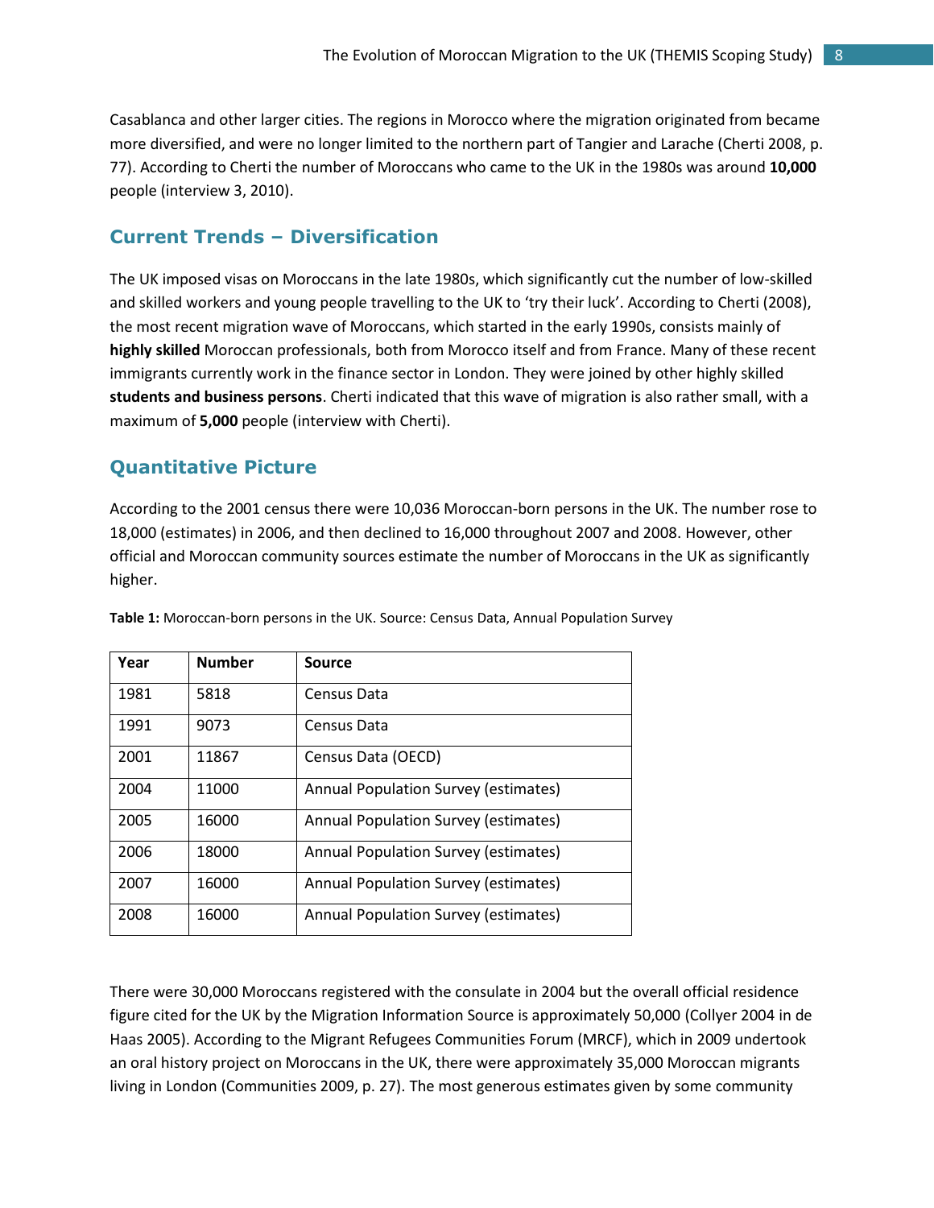Casablanca and other larger cities. The regions in Morocco where the migration originated from became more diversified, and were no longer limited to the northern part of Tangier and Larache (Cherti 2008, p. 77). According to Cherti the number of Moroccans who came to the UK in the 1980s was around **10,000** people (interview 3, 2010).

## Current Trends – Diversification

The UK imposed visas on Moroccans in the late 1980s, which significantly cut the number of low-skilled and skilled workers and young people travelling to the UK to 'try their luck'. According to Cherti (2008), the most recent migration wave of Moroccans, which started in the early 1990s, consists mainly of **highly skilled** Moroccan professionals, both from Morocco itself and from France. Many of these recent immigrants currently work in the finance sector in London. They were joined by other highly skilled **students and business persons**. Cherti indicated that this wave of migration is also rather small, with a maximum of **5,000** people (interview with Cherti).

## Quantitative Picture

According to the 2001 census there were 10,036 Moroccan-born persons in the UK. The number rose to 18,000 (estimates) in 2006, and then declined to 16,000 throughout 2007 and 2008. However, other official and Moroccan community sources estimate the number of Moroccans in the UK as significantly higher.

**Table 1:** Moroccan-born persons in the UK. Source: Census Data, Annual Population Survey

| Year | Number | Source |
|---|---|---|
| 1981 | 5818 | Census Data |
| 1991 | 9073 | Census Data |
| 2001 | 11867 | Census Data (OECD) |
| 2004 | 11000 | Annual Population Survey (estimates) |
| 2005 | 16000 | Annual Population Survey (estimates) |
| 2006 | 18000 | Annual Population Survey (estimates) |
| 2007 | 16000 | Annual Population Survey (estimates) |
| 2008 | 16000 | Annual Population Survey (estimates) |

There were 30,000 Moroccans registered with the consulate in 2004 but the overall official residence figure cited for the UK by the Migration Information Source is approximately 50,000 (Collyer 2004 in de Haas 2005). According to the Migrant Refugees Communities Forum (MRCF), which in 2009 undertook an oral history project on Moroccans in the UK, there were approximately 35,000 Moroccan migrants living in London (Communities 2009, p. 27). The most generous estimates given by some community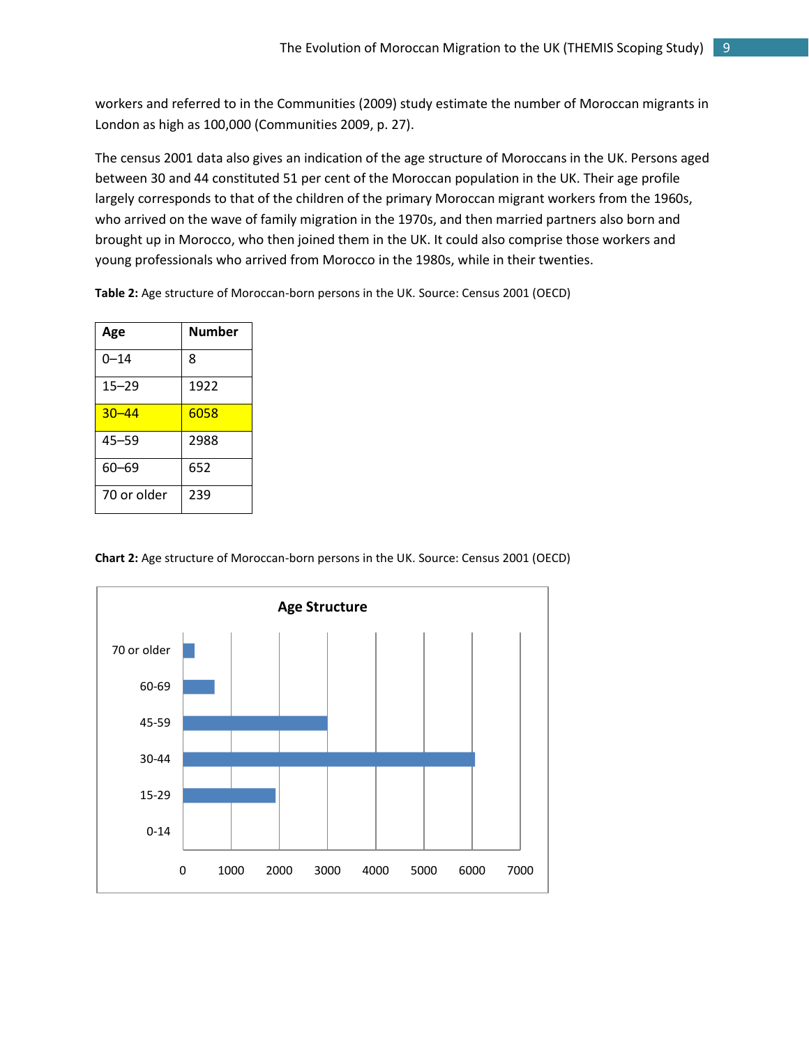workers and referred to in the Communities (2009) study estimate the number of Moroccan migrants in London as high as 100,000 (Communities 2009, p. 27).

The census 2001 data also gives an indication of the age structure of Moroccans in the UK. Persons aged between 30 and 44 constituted 51 per cent of the Moroccan population in the UK. Their age profile largely corresponds to that of the children of the primary Moroccan migrant workers from the 1960s, who arrived on the wave of family migration in the 1970s, and then married partners also born and brought up in Morocco, who then joined them in the UK. It could also comprise those workers and young professionals who arrived from Morocco in the 1980s, while in their twenties.

**Table 2:** Age structure of Moroccan-born persons in the UK. Source: Census 2001 (OECD)

| Age | Number |
|---|---|
| 0–14 | 8 |
| 15–29 | 1922 |
| 30–44 | 6058 |
| 45–59 | 2988 |
| 60–69 | 652 |
| 70 or older | 239 |

**Chart 2:** Age structure of Moroccan-born persons in the UK. Source: Census 2001 (OECD)

Age Structure

| Age | Value |
|---|---|
| 70 or older | 239 |
| 60-69 | 652 |
| 45-59 | 2988 |
| 30-44 | 6058 |
| 15-29 | 1922 |
| 0-14 | 8 |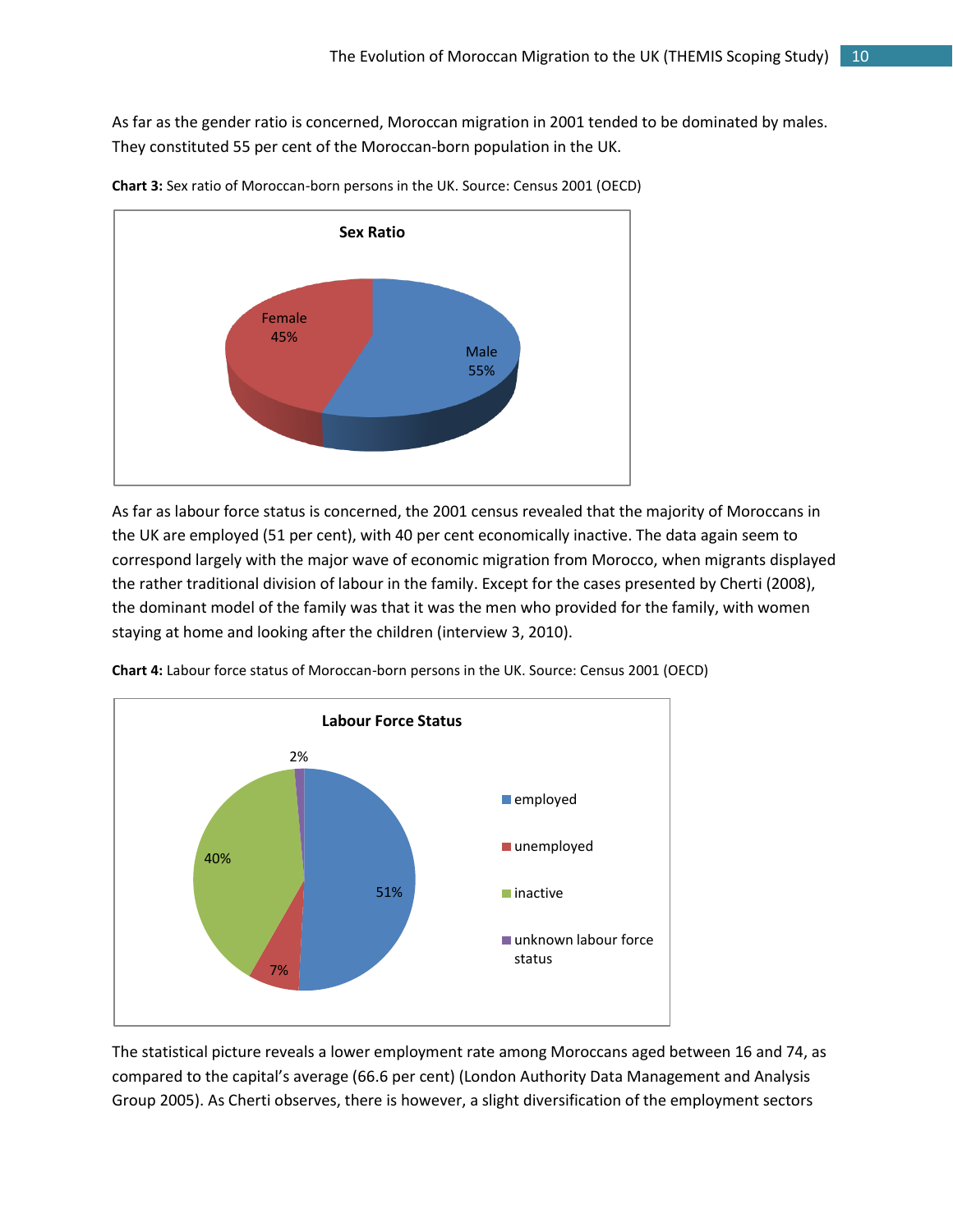As far as the gender ratio is concerned, Moroccan migration in 2001 tended to be dominated by males. They constituted 55 per cent of the Moroccan-born population in the UK.

**Chart 3:** Sex ratio of Moroccan-born persons in the UK. Source: Census 2001 (OECD)

**Sex Ratio**

| Sex | Share |
|---|---|
| Female | 45% |
| Male | 55% |

As far as labour force status is concerned, the 2001 census revealed that the majority of Moroccans in the UK are employed (51 per cent), with 40 per cent economically inactive. The data again seem to correspond largely with the major wave of economic migration from Morocco, when migrants displayed the rather traditional division of labour in the family. Except for the cases presented by Cherti (2008), the dominant model of the family was that it was the men who provided for the family, with women staying at home and looking after the children (interview 3, 2010).

**Chart 4:** Labour force status of Moroccan-born persons in the UK. Source: Census 2001 (OECD)

**Labour Force Status**

| Status | Share |
|---|---|
| employed | 51% |
| unemployed | 7% |
| inactive | 40% |
| unknown labour force status | 2% |

The statistical picture reveals a lower employment rate among Moroccans aged between 16 and 74, as compared to the capital's average (66.6 per cent) (London Authority Data Management and Analysis Group 2005). As Cherti observes, there is however, a slight diversification of the employment sectors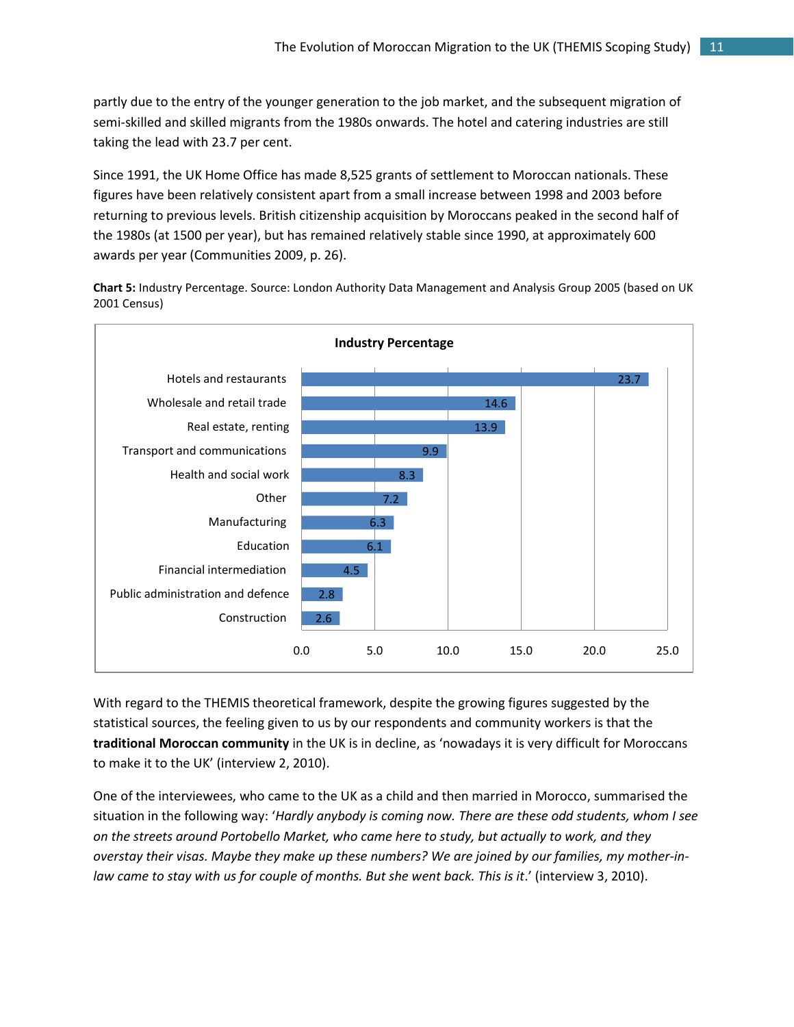partly due to the entry of the younger generation to the job market, and the subsequent migration of semi-skilled and skilled migrants from the 1980s onwards. The hotel and catering industries are still taking the lead with 23.7 per cent.

Since 1991, the UK Home Office has made 8,525 grants of settlement to Moroccan nationals. These figures have been relatively consistent apart from a small increase between 1998 and 2003 before returning to previous levels. British citizenship acquisition by Moroccans peaked in the second half of the 1980s (at 1500 per year), but has remained relatively stable since 1990, at approximately 600 awards per year (Communities 2009, p. 26).

**Chart 5:** Industry Percentage. Source: London Authority Data Management and Analysis Group 2005 (based on UK 2001 Census)

**Industry Percentage**

| Industry | Percentage |
|---|---|
| Hotels and restaurants | 23.7 |
| Wholesale and retail trade | 14.6 |
| Real estate, renting | 13.9 |
| Transport and communications | 9.9 |
| Health and social work | 8.3 |
| Other | 7.2 |
| Manufacturing | 6.3 |
| Education | 6.1 |
| Financial intermediation | 4.5 |
| Public administration and defence | 2.8 |
| Construction | 2.6 |

With regard to the THEMIS theoretical framework, despite the growing figures suggested by the statistical sources, the feeling given to us by our respondents and community workers is that the **traditional Moroccan community** in the UK is in decline, as 'nowadays it is very difficult for Moroccans to make it to the UK' (interview 2, 2010).

One of the interviewees, who came to the UK as a child and then married in Morocco, summarised the situation in the following way: '*Hardly anybody is coming now. There are these odd students, whom I see on the streets around Portobello Market, who came here to study, but actually to work, and they overstay their visas. Maybe they make up these numbers? We are joined by our families, my mother-in-law came to stay with us for couple of months. But she went back. This is it*.' (interview 3, 2010).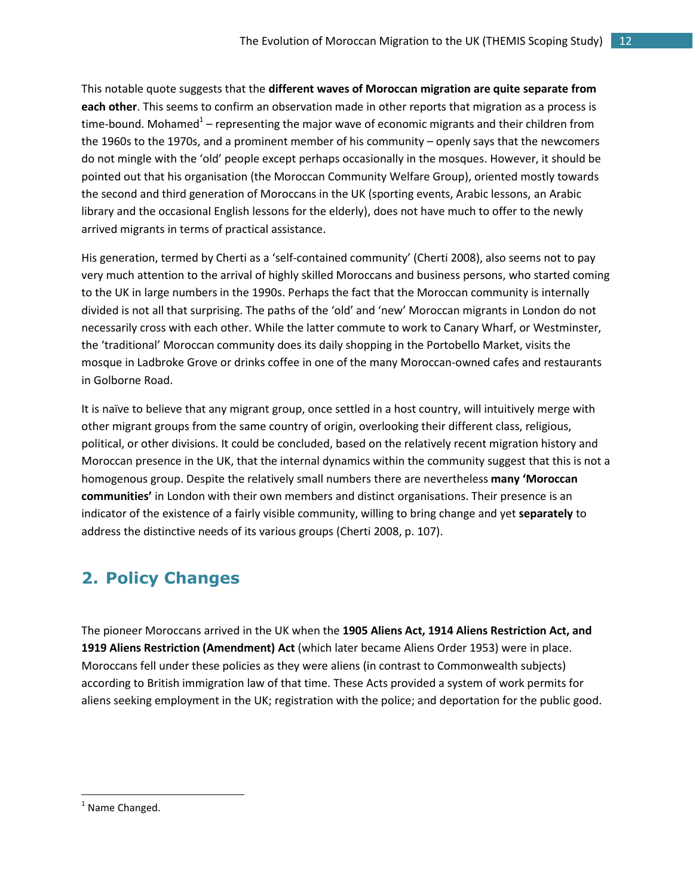This notable quote suggests that the **different waves of Moroccan migration are quite separate from each other**. This seems to confirm an observation made in other reports that migration as a process is time-bound. Mohamed[1] – representing the major wave of economic migrants and their children from the 1960s to the 1970s, and a prominent member of his community – openly says that the newcomers do not mingle with the 'old' people except perhaps occasionally in the mosques. However, it should be pointed out that his organisation (the Moroccan Community Welfare Group), oriented mostly towards the second and third generation of Moroccans in the UK (sporting events, Arabic lessons, an Arabic library and the occasional English lessons for the elderly), does not have much to offer to the newly arrived migrants in terms of practical assistance.

His generation, termed by Cherti as a 'self-contained community' (Cherti 2008), also seems not to pay very much attention to the arrival of highly skilled Moroccans and business persons, who started coming to the UK in large numbers in the 1990s. Perhaps the fact that the Moroccan community is internally divided is not all that surprising. The paths of the 'old' and 'new' Moroccan migrants in London do not necessarily cross with each other. While the latter commute to work to Canary Wharf, or Westminster, the 'traditional' Moroccan community does its daily shopping in the Portobello Market, visits the mosque in Ladbroke Grove or drinks coffee in one of the many Moroccan-owned cafes and restaurants in Golborne Road.

It is naïve to believe that any migrant group, once settled in a host country, will intuitively merge with other migrant groups from the same country of origin, overlooking their different class, religious, political, or other divisions. It could be concluded, based on the relatively recent migration history and Moroccan presence in the UK, that the internal dynamics within the community suggest that this is not a homogenous group. Despite the relatively small numbers there are nevertheless **many 'Moroccan communities'** in London with their own members and distinct organisations. Their presence is an indicator of the existence of a fairly visible community, willing to bring change and yet **separately** to address the distinctive needs of its various groups (Cherti 2008, p. 107).

## 2. Policy Changes

The pioneer Moroccans arrived in the UK when the **1905 Aliens Act, 1914 Aliens Restriction Act, and 1919 Aliens Restriction (Amendment) Act** (which later became Aliens Order 1953) were in place. Moroccans fell under these policies as they were aliens (in contrast to Commonwealth subjects) according to British immigration law of that time. These Acts provided a system of work permits for aliens seeking employment in the UK; registration with the police; and deportation for the public good.

[1] Name Changed.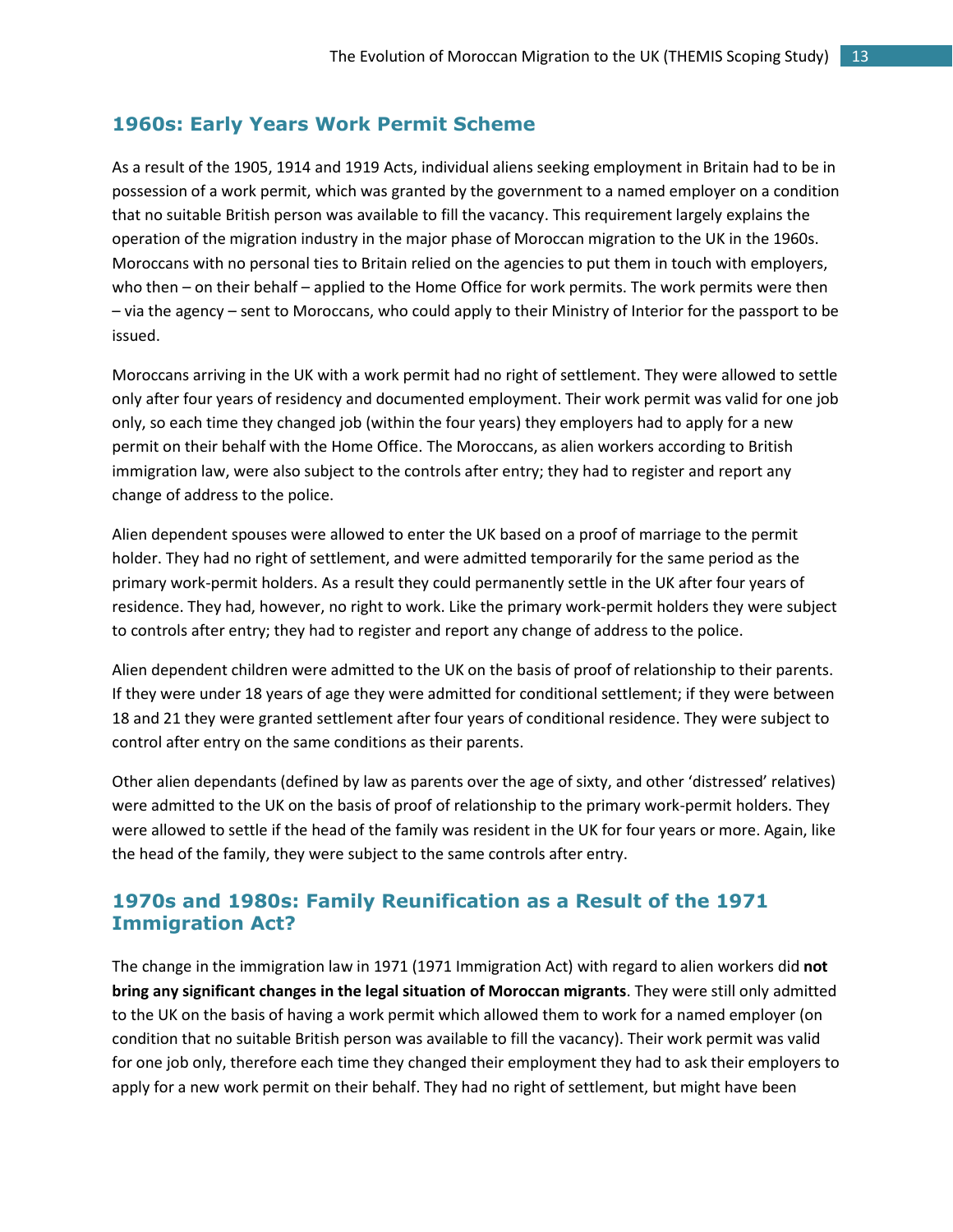## 1960s: Early Years Work Permit Scheme

As a result of the 1905, 1914 and 1919 Acts, individual aliens seeking employment in Britain had to be in possession of a work permit, which was granted by the government to a named employer on a condition that no suitable British person was available to fill the vacancy. This requirement largely explains the operation of the migration industry in the major phase of Moroccan migration to the UK in the 1960s. Moroccans with no personal ties to Britain relied on the agencies to put them in touch with employers, who then – on their behalf – applied to the Home Office for work permits. The work permits were then – via the agency – sent to Moroccans, who could apply to their Ministry of Interior for the passport to be issued.

Moroccans arriving in the UK with a work permit had no right of settlement. They were allowed to settle only after four years of residency and documented employment. Their work permit was valid for one job only, so each time they changed job (within the four years) they employers had to apply for a new permit on their behalf with the Home Office. The Moroccans, as alien workers according to British immigration law, were also subject to the controls after entry; they had to register and report any change of address to the police.

Alien dependent spouses were allowed to enter the UK based on a proof of marriage to the permit holder. They had no right of settlement, and were admitted temporarily for the same period as the primary work-permit holders. As a result they could permanently settle in the UK after four years of residence. They had, however, no right to work. Like the primary work-permit holders they were subject to controls after entry; they had to register and report any change of address to the police.

Alien dependent children were admitted to the UK on the basis of proof of relationship to their parents. If they were under 18 years of age they were admitted for conditional settlement; if they were between 18 and 21 they were granted settlement after four years of conditional residence. They were subject to control after entry on the same conditions as their parents.

Other alien dependants (defined by law as parents over the age of sixty, and other 'distressed' relatives) were admitted to the UK on the basis of proof of relationship to the primary work-permit holders. They were allowed to settle if the head of the family was resident in the UK for four years or more. Again, like the head of the family, they were subject to the same controls after entry.

## 1970s and 1980s: Family Reunification as a Result of the 1971 Immigration Act?

The change in the immigration law in 1971 (1971 Immigration Act) with regard to alien workers did **not bring any significant changes in the legal situation of Moroccan migrants**. They were still only admitted to the UK on the basis of having a work permit which allowed them to work for a named employer (on condition that no suitable British person was available to fill the vacancy). Their work permit was valid for one job only, therefore each time they changed their employment they had to ask their employers to apply for a new work permit on their behalf. They had no right of settlement, but might have been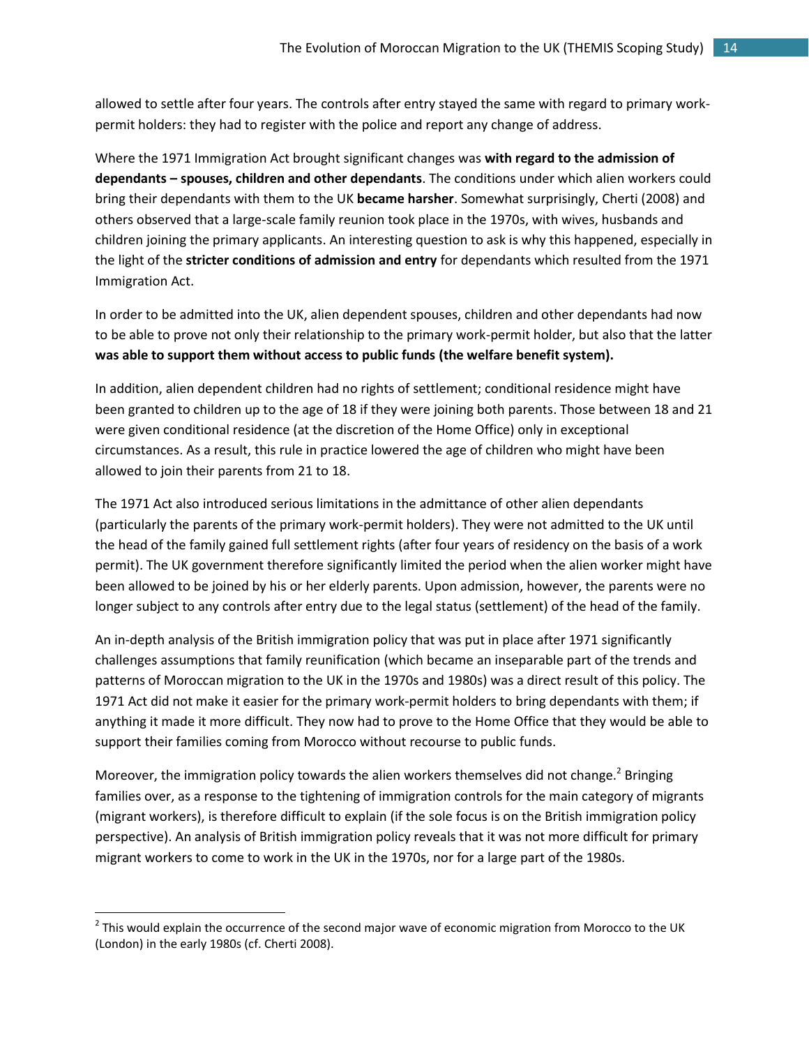allowed to settle after four years. The controls after entry stayed the same with regard to primary work-permit holders: they had to register with the police and report any change of address.

Where the 1971 Immigration Act brought significant changes was **with regard to the admission of dependants – spouses, children and other dependants**. The conditions under which alien workers could bring their dependants with them to the UK **became harsher**. Somewhat surprisingly, Cherti (2008) and others observed that a large-scale family reunion took place in the 1970s, with wives, husbands and children joining the primary applicants. An interesting question to ask is why this happened, especially in the light of the **stricter conditions of admission and entry** for dependants which resulted from the 1971 Immigration Act.

In order to be admitted into the UK, alien dependent spouses, children and other dependants had now to be able to prove not only their relationship to the primary work-permit holder, but also that the latter **was able to support them without access to public funds (the welfare benefit system).**

In addition, alien dependent children had no rights of settlement; conditional residence might have been granted to children up to the age of 18 if they were joining both parents. Those between 18 and 21 were given conditional residence (at the discretion of the Home Office) only in exceptional circumstances. As a result, this rule in practice lowered the age of children who might have been allowed to join their parents from 21 to 18.

The 1971 Act also introduced serious limitations in the admittance of other alien dependants (particularly the parents of the primary work-permit holders). They were not admitted to the UK until the head of the family gained full settlement rights (after four years of residency on the basis of a work permit). The UK government therefore significantly limited the period when the alien worker might have been allowed to be joined by his or her elderly parents. Upon admission, however, the parents were no longer subject to any controls after entry due to the legal status (settlement) of the head of the family.

An in-depth analysis of the British immigration policy that was put in place after 1971 significantly challenges assumptions that family reunification (which became an inseparable part of the trends and patterns of Moroccan migration to the UK in the 1970s and 1980s) was a direct result of this policy. The 1971 Act did not make it easier for the primary work-permit holders to bring dependants with them; if anything it made it more difficult. They now had to prove to the Home Office that they would be able to support their families coming from Morocco without recourse to public funds.

Moreover, the immigration policy towards the alien workers themselves did not change.[2] Bringing families over, as a response to the tightening of immigration controls for the main category of migrants (migrant workers), is therefore difficult to explain (if the sole focus is on the British immigration policy perspective). An analysis of British immigration policy reveals that it was not more difficult for primary migrant workers to come to work in the UK in the 1970s, nor for a large part of the 1980s.

[2] This would explain the occurrence of the second major wave of economic migration from Morocco to the UK (London) in the early 1980s (cf. Cherti 2008).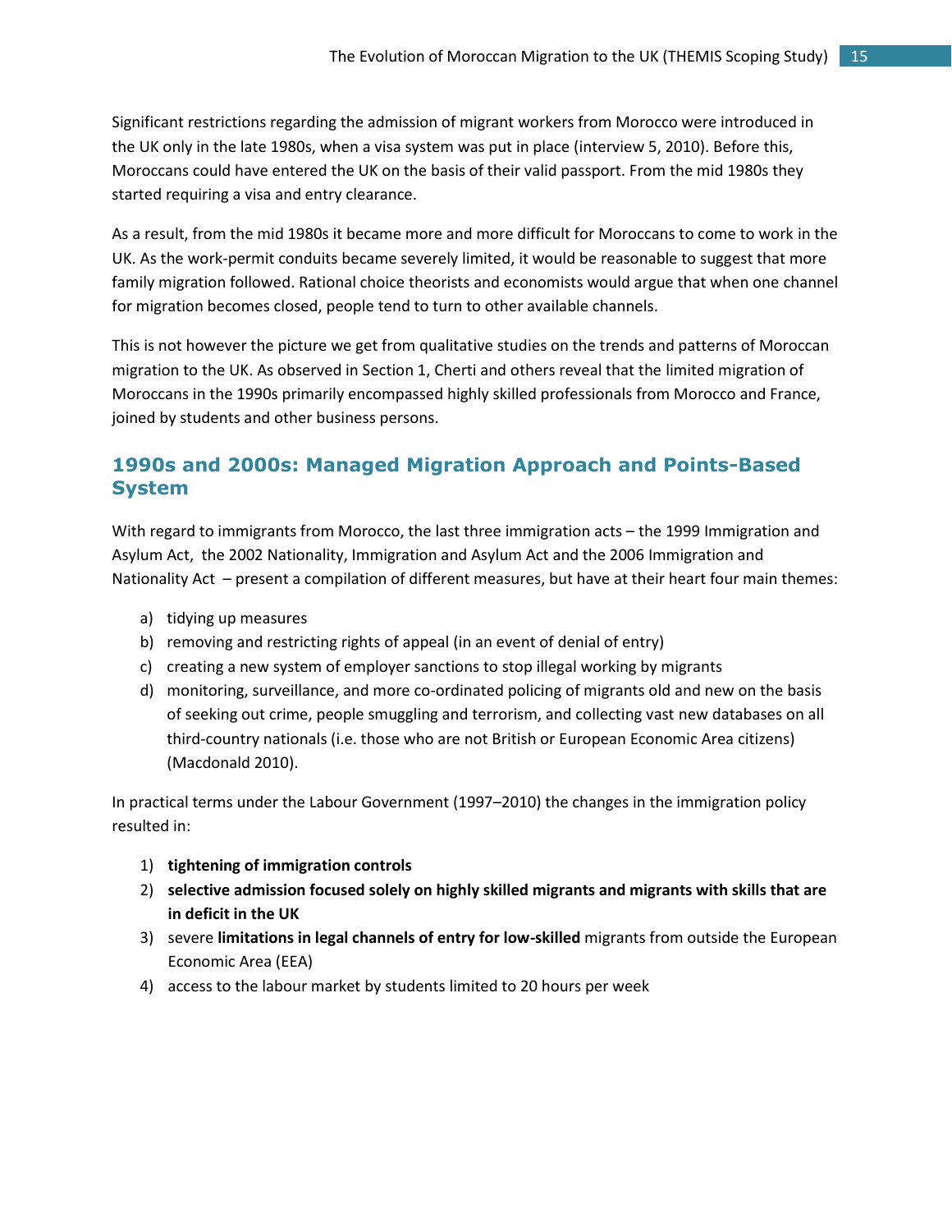Significant restrictions regarding the admission of migrant workers from Morocco were introduced in the UK only in the late 1980s, when a visa system was put in place (interview 5, 2010). Before this, Moroccans could have entered the UK on the basis of their valid passport. From the mid 1980s they started requiring a visa and entry clearance.

As a result, from the mid 1980s it became more and more difficult for Moroccans to come to work in the UK. As the work-permit conduits became severely limited, it would be reasonable to suggest that more family migration followed. Rational choice theorists and economists would argue that when one channel for migration becomes closed, people tend to turn to other available channels.

This is not however the picture we get from qualitative studies on the trends and patterns of Moroccan migration to the UK. As observed in Section 1, Cherti and others reveal that the limited migration of Moroccans in the 1990s primarily encompassed highly skilled professionals from Morocco and France, joined by students and other business persons.

## 1990s and 2000s: Managed Migration Approach and Points-Based System

With regard to immigrants from Morocco, the last three immigration acts – the 1999 Immigration and Asylum Act, the 2002 Nationality, Immigration and Asylum Act and the 2006 Immigration and Nationality Act – present a compilation of different measures, but have at their heart four main themes:

a) tidying up measures
b) removing and restricting rights of appeal (in an event of denial of entry)
c) creating a new system of employer sanctions to stop illegal working by migrants
d) monitoring, surveillance, and more co-ordinated policing of migrants old and new on the basis of seeking out crime, people smuggling and terrorism, and collecting vast new databases on all third-country nationals (i.e. those who are not British or European Economic Area citizens) (Macdonald 2010).

In practical terms under the Labour Government (1997–2010) the changes in the immigration policy resulted in:

1) **tightening of immigration controls**
2) **selective admission focused solely on highly skilled migrants and migrants with skills that are in deficit in the UK**
3) severe **limitations in legal channels of entry for low-skilled** migrants from outside the European Economic Area (EEA)
4) access to the labour market by students limited to 20 hours per week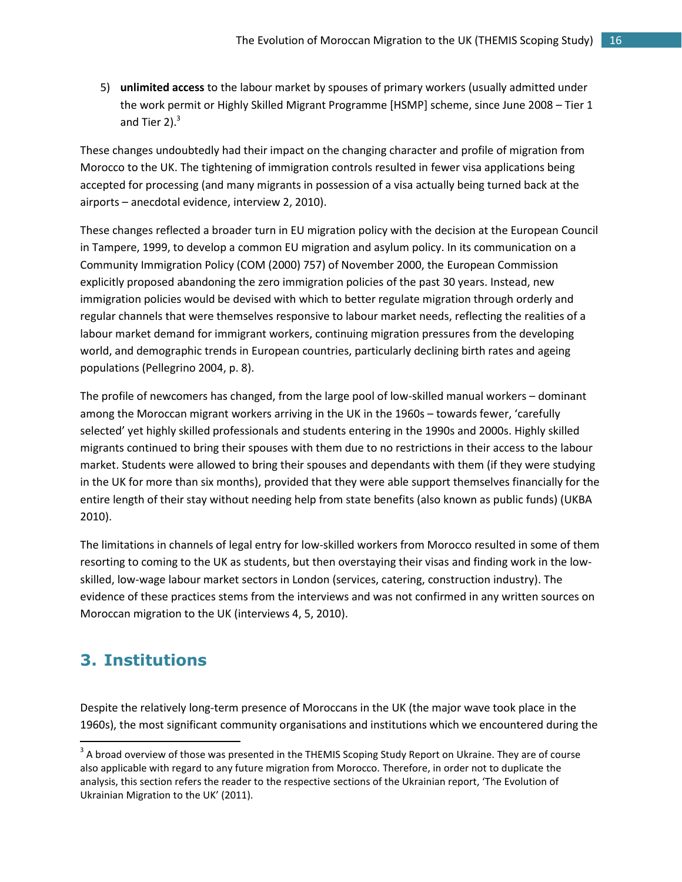5) **unlimited access** to the labour market by spouses of primary workers (usually admitted under the work permit or Highly Skilled Migrant Programme [HSMP] scheme, since June 2008 – Tier 1 and Tier 2).[3]

These changes undoubtedly had their impact on the changing character and profile of migration from Morocco to the UK. The tightening of immigration controls resulted in fewer visa applications being accepted for processing (and many migrants in possession of a visa actually being turned back at the airports – anecdotal evidence, interview 2, 2010).

These changes reflected a broader turn in EU migration policy with the decision at the European Council in Tampere, 1999, to develop a common EU migration and asylum policy. In its communication on a Community Immigration Policy (COM (2000) 757) of November 2000, the European Commission explicitly proposed abandoning the zero immigration policies of the past 30 years. Instead, new immigration policies would be devised with which to better regulate migration through orderly and regular channels that were themselves responsive to labour market needs, reflecting the realities of a labour market demand for immigrant workers, continuing migration pressures from the developing world, and demographic trends in European countries, particularly declining birth rates and ageing populations (Pellegrino 2004, p. 8).

The profile of newcomers has changed, from the large pool of low-skilled manual workers – dominant among the Moroccan migrant workers arriving in the UK in the 1960s – towards fewer, 'carefully selected' yet highly skilled professionals and students entering in the 1990s and 2000s. Highly skilled migrants continued to bring their spouses with them due to no restrictions in their access to the labour market. Students were allowed to bring their spouses and dependants with them (if they were studying in the UK for more than six months), provided that they were able support themselves financially for the entire length of their stay without needing help from state benefits (also known as public funds) (UKBA 2010).

The limitations in channels of legal entry for low-skilled workers from Morocco resulted in some of them resorting to coming to the UK as students, but then overstaying their visas and finding work in the low-skilled, low-wage labour market sectors in London (services, catering, construction industry). The evidence of these practices stems from the interviews and was not confirmed in any written sources on Moroccan migration to the UK (interviews 4, 5, 2010).

# 3. Institutions

Despite the relatively long-term presence of Moroccans in the UK (the major wave took place in the 1960s), the most significant community organisations and institutions which we encountered during the

---

[3] A broad overview of those was presented in the THEMIS Scoping Study Report on Ukraine. They are of course also applicable with regard to any future migration from Morocco. Therefore, in order not to duplicate the analysis, this section refers the reader to the respective sections of the Ukrainian report, 'The Evolution of Ukrainian Migration to the UK' (2011).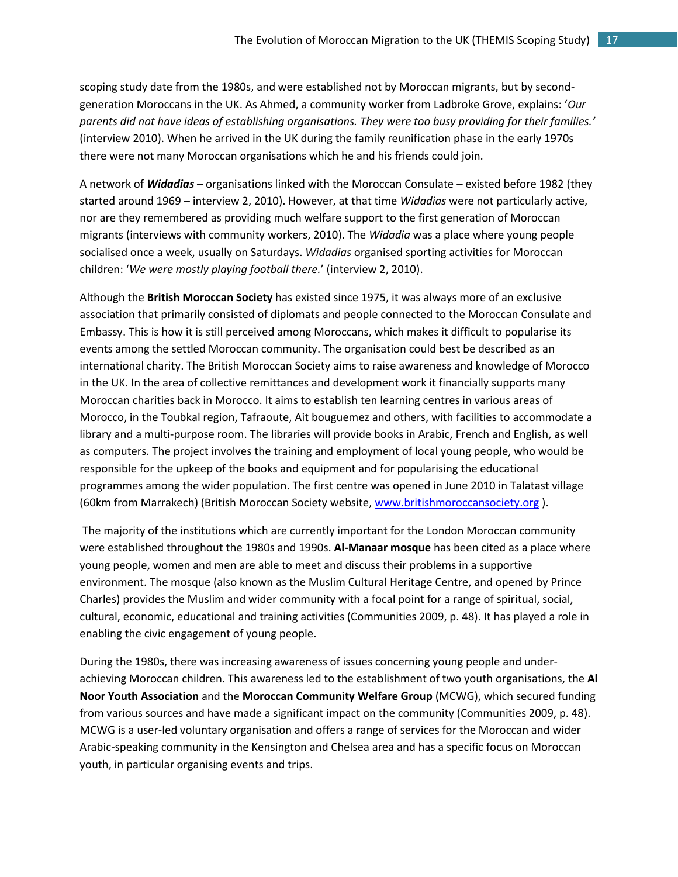scoping study date from the 1980s, and were established not by Moroccan migrants, but by second-generation Moroccans in the UK. As Ahmed, a community worker from Ladbroke Grove, explains: '*Our parents did not have ideas of establishing organisations. They were too busy providing for their families.'* (interview 2010). When he arrived in the UK during the family reunification phase in the early 1970s there were not many Moroccan organisations which he and his friends could join.

A network of ***Widadias*** – organisations linked with the Moroccan Consulate – existed before 1982 (they started around 1969 – interview 2, 2010). However, at that time *Widadias* were not particularly active, nor are they remembered as providing much welfare support to the first generation of Moroccan migrants (interviews with community workers, 2010). The *Widadia* was a place where young people socialised once a week, usually on Saturdays. *Widadias* organised sporting activities for Moroccan children: '*We were mostly playing football there.*' (interview 2, 2010).

Although the **British Moroccan Society** has existed since 1975, it was always more of an exclusive association that primarily consisted of diplomats and people connected to the Moroccan Consulate and Embassy. This is how it is still perceived among Moroccans, which makes it difficult to popularise its events among the settled Moroccan community. The organisation could best be described as an international charity. The British Moroccan Society aims to raise awareness and knowledge of Morocco in the UK. In the area of collective remittances and development work it financially supports many Moroccan charities back in Morocco. It aims to establish ten learning centres in various areas of Morocco, in the Toubkal region, Tafraoute, Ait bouguemez and others, with facilities to accommodate a library and a multi-purpose room. The libraries will provide books in Arabic, French and English, as well as computers. The project involves the training and employment of local young people, who would be responsible for the upkeep of the books and equipment and for popularising the educational programmes among the wider population. The first centre was opened in June 2010 in Talatast village (60km from Marrakech) (British Moroccan Society website, www.britishmoroccansociety.org ).

The majority of the institutions which are currently important for the London Moroccan community were established throughout the 1980s and 1990s. **Al-Manaar mosque** has been cited as a place where young people, women and men are able to meet and discuss their problems in a supportive environment. The mosque (also known as the Muslim Cultural Heritage Centre, and opened by Prince Charles) provides the Muslim and wider community with a focal point for a range of spiritual, social, cultural, economic, educational and training activities (Communities 2009, p. 48). It has played a role in enabling the civic engagement of young people.

During the 1980s, there was increasing awareness of issues concerning young people and under-achieving Moroccan children. This awareness led to the establishment of two youth organisations, the **Al Noor Youth Association** and the **Moroccan Community Welfare Group** (MCWG), which secured funding from various sources and have made a significant impact on the community (Communities 2009, p. 48). MCWG is a user-led voluntary organisation and offers a range of services for the Moroccan and wider Arabic-speaking community in the Kensington and Chelsea area and has a specific focus on Moroccan youth, in particular organising events and trips.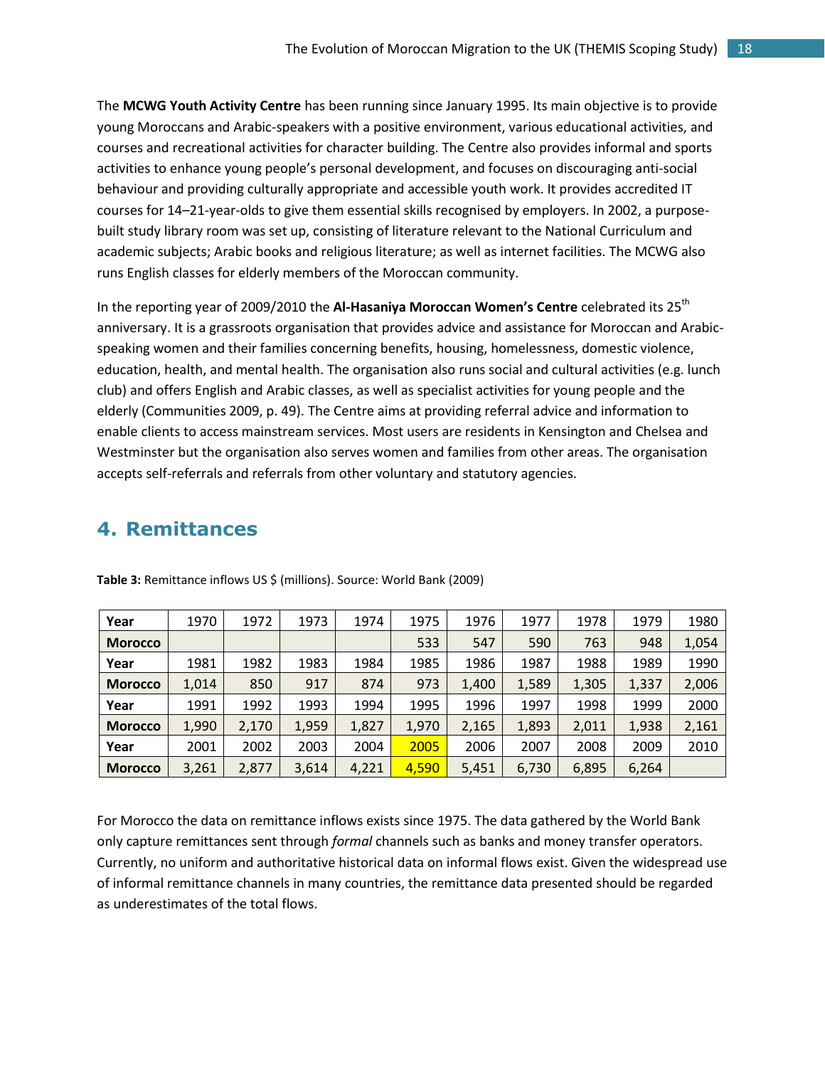The **MCWG Youth Activity Centre** has been running since January 1995. Its main objective is to provide young Moroccans and Arabic-speakers with a positive environment, various educational activities, and courses and recreational activities for character building. The Centre also provides informal and sports activities to enhance young people's personal development, and focuses on discouraging anti-social behaviour and providing culturally appropriate and accessible youth work. It provides accredited IT courses for 14–21-year-olds to give them essential skills recognised by employers. In 2002, a purpose-built study library room was set up, consisting of literature relevant to the National Curriculum and academic subjects; Arabic books and religious literature; as well as internet facilities. The MCWG also runs English classes for elderly members of the Moroccan community.

In the reporting year of 2009/2010 the **Al-Hasaniya Moroccan Women's Centre** celebrated its 25th anniversary. It is a grassroots organisation that provides advice and assistance for Moroccan and Arabic-speaking women and their families concerning benefits, housing, homelessness, domestic violence, education, health, and mental health. The organisation also runs social and cultural activities (e.g. lunch club) and offers English and Arabic classes, as well as specialist activities for young people and the elderly (Communities 2009, p. 49). The Centre aims at providing referral advice and information to enable clients to access mainstream services. Most users are residents in Kensington and Chelsea and Westminster but the organisation also serves women and families from other areas. The organisation accepts self-referrals and referrals from other voluntary and statutory agencies.

## 4. Remittances

**Table 3:** Remittance inflows US $ (millions). Source: World Bank (2009)

| Year | 1970 | 1972 | 1973 | 1974 | 1975 | 1976 | 1977 | 1978 | 1979 | 1980 |
|---|---|---|---|---|---|---|---|---|---|---|
| **Morocco** | | | | | 533 | 547 | 590 | 763 | 948 | 1,054 |
| **Year** | 1981 | 1982 | 1983 | 1984 | 1985 | 1986 | 1987 | 1988 | 1989 | 1990 |
| **Morocco** | 1,014 | 850 | 917 | 874 | 973 | 1,400 | 1,589 | 1,305 | 1,337 | 2,006 |
| **Year** | 1991 | 1992 | 1993 | 1994 | 1995 | 1996 | 1997 | 1998 | 1999 | 2000 |
| **Morocco** | 1,990 | 2,170 | 1,959 | 1,827 | 1,970 | 2,165 | 1,893 | 2,011 | 1,938 | 2,161 |
| **Year** | 2001 | 2002 | 2003 | 2004 | 2005 | 2006 | 2007 | 2008 | 2009 | 2010 |
| **Morocco** | 3,261 | 2,877 | 3,614 | 4,221 | 4,590 | 5,451 | 6,730 | 6,895 | 6,264 | |

For Morocco the data on remittance inflows exists since 1975. The data gathered by the World Bank only capture remittances sent through *formal* channels such as banks and money transfer operators. Currently, no uniform and authoritative historical data on informal flows exist. Given the widespread use of informal remittance channels in many countries, the remittance data presented should be regarded as underestimates of the total flows.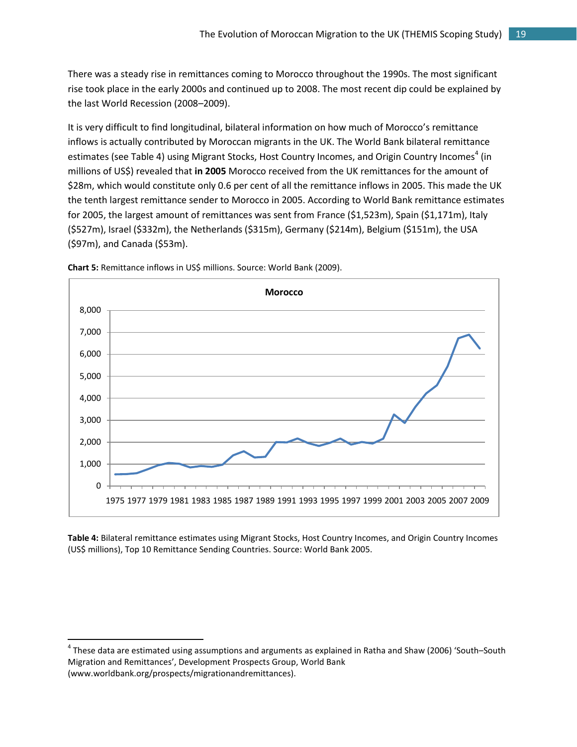There was a steady rise in remittances coming to Morocco throughout the 1990s. The most significant rise took place in the early 2000s and continued up to 2008. The most recent dip could be explained by the last World Recession (2008–2009).

It is very difficult to find longitudinal, bilateral information on how much of Morocco's remittance inflows is actually contributed by Moroccan migrants in the UK. The World Bank bilateral remittance estimates (see Table 4) using Migrant Stocks, Host Country Incomes, and Origin Country Incomes[4] (in millions of US$) revealed that **in 2005** Morocco received from the UK remittances for the amount of $28m, which would constitute only 0.6 per cent of all the remittance inflows in 2005. This made the UK the tenth largest remittance sender to Morocco in 2005. According to World Bank remittance estimates for 2005, the largest amount of remittances was sent from France ($1,523m), Spain ($1,171m), Italy ($527m), Israel ($332m), the Netherlands ($315m), Germany ($214m), Belgium ($151m), the USA ($97m), and Canada ($53m).

**Chart 5:** Remittance inflows in US$ millions. Source: World Bank (2009).

**Table 4:** Bilateral remittance estimates using Migrant Stocks, Host Country Incomes, and Origin Country Incomes (US$ millions), Top 10 Remittance Sending Countries. Source: World Bank 2005.

[4] These data are estimated using assumptions and arguments as explained in Ratha and Shaw (2006) 'South–South Migration and Remittances', Development Prospects Group, World Bank (www.worldbank.org/prospects/migrationandremittances).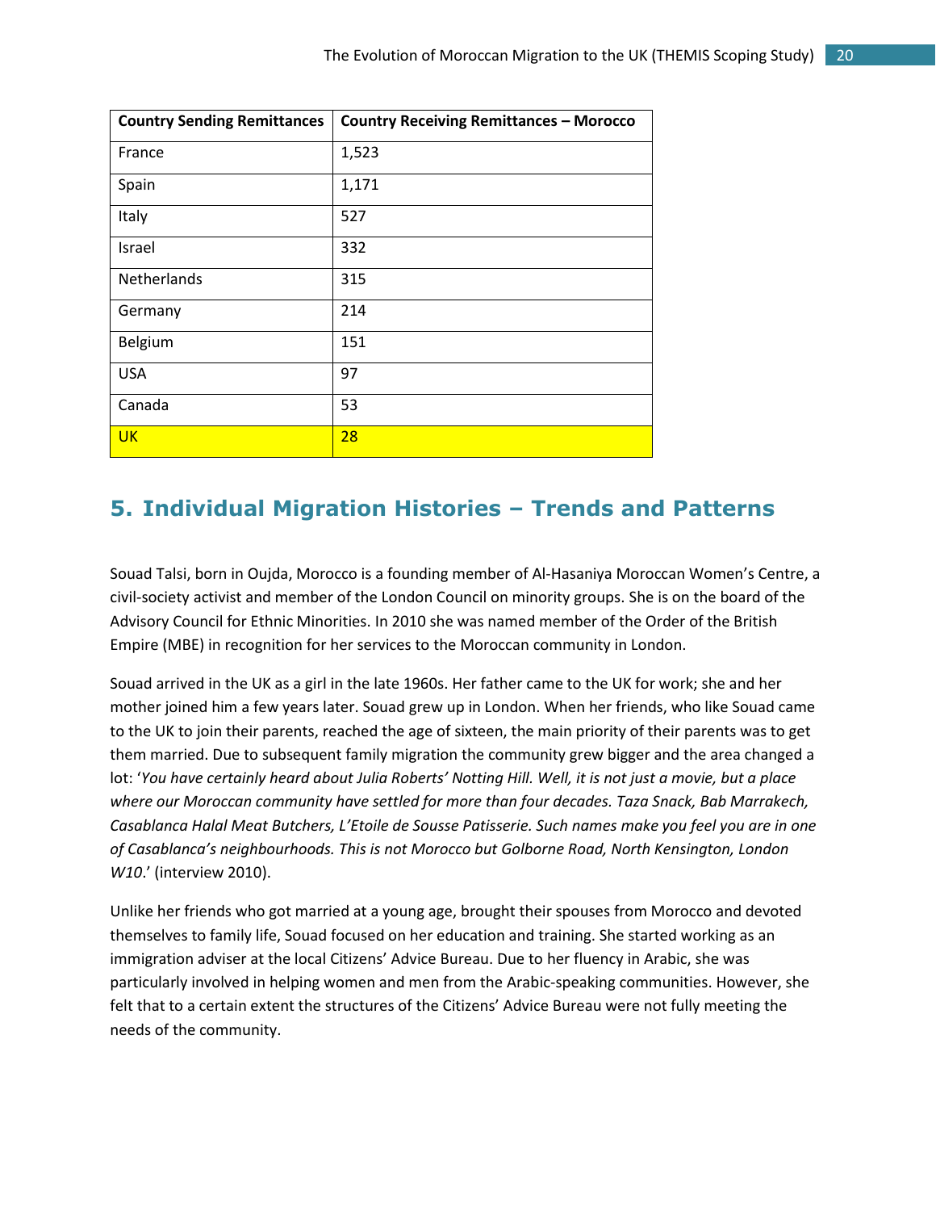| Country Sending Remittances | Country Receiving Remittances – Morocco |
|---|---|
| France | 1,523 |
| Spain | 1,171 |
| Italy | 527 |
| Israel | 332 |
| Netherlands | 315 |
| Germany | 214 |
| Belgium | 151 |
| USA | 97 |
| Canada | 53 |
| UK | 28 |

## 5. Individual Migration Histories – Trends and Patterns

Souad Talsi, born in Oujda, Morocco is a founding member of Al-Hasaniya Moroccan Women's Centre, a civil-society activist and member of the London Council on minority groups. She is on the board of the Advisory Council for Ethnic Minorities. In 2010 she was named member of the Order of the British Empire (MBE) in recognition for her services to the Moroccan community in London.

Souad arrived in the UK as a girl in the late 1960s. Her father came to the UK for work; she and her mother joined him a few years later. Souad grew up in London. When her friends, who like Souad came to the UK to join their parents, reached the age of sixteen, the main priority of their parents was to get them married. Due to subsequent family migration the community grew bigger and the area changed a lot: '*You have certainly heard about Julia Roberts' Notting Hill. Well, it is not just a movie, but a place where our Moroccan community have settled for more than four decades. Taza Snack, Bab Marrakech, Casablanca Halal Meat Butchers, L'Etoile de Sousse Patisserie. Such names make you feel you are in one of Casablanca's neighbourhoods. This is not Morocco but Golborne Road, North Kensington, London W10*.' (interview 2010).

Unlike her friends who got married at a young age, brought their spouses from Morocco and devoted themselves to family life, Souad focused on her education and training. She started working as an immigration adviser at the local Citizens' Advice Bureau. Due to her fluency in Arabic, she was particularly involved in helping women and men from the Arabic-speaking communities. However, she felt that to a certain extent the structures of the Citizens' Advice Bureau were not fully meeting the needs of the community.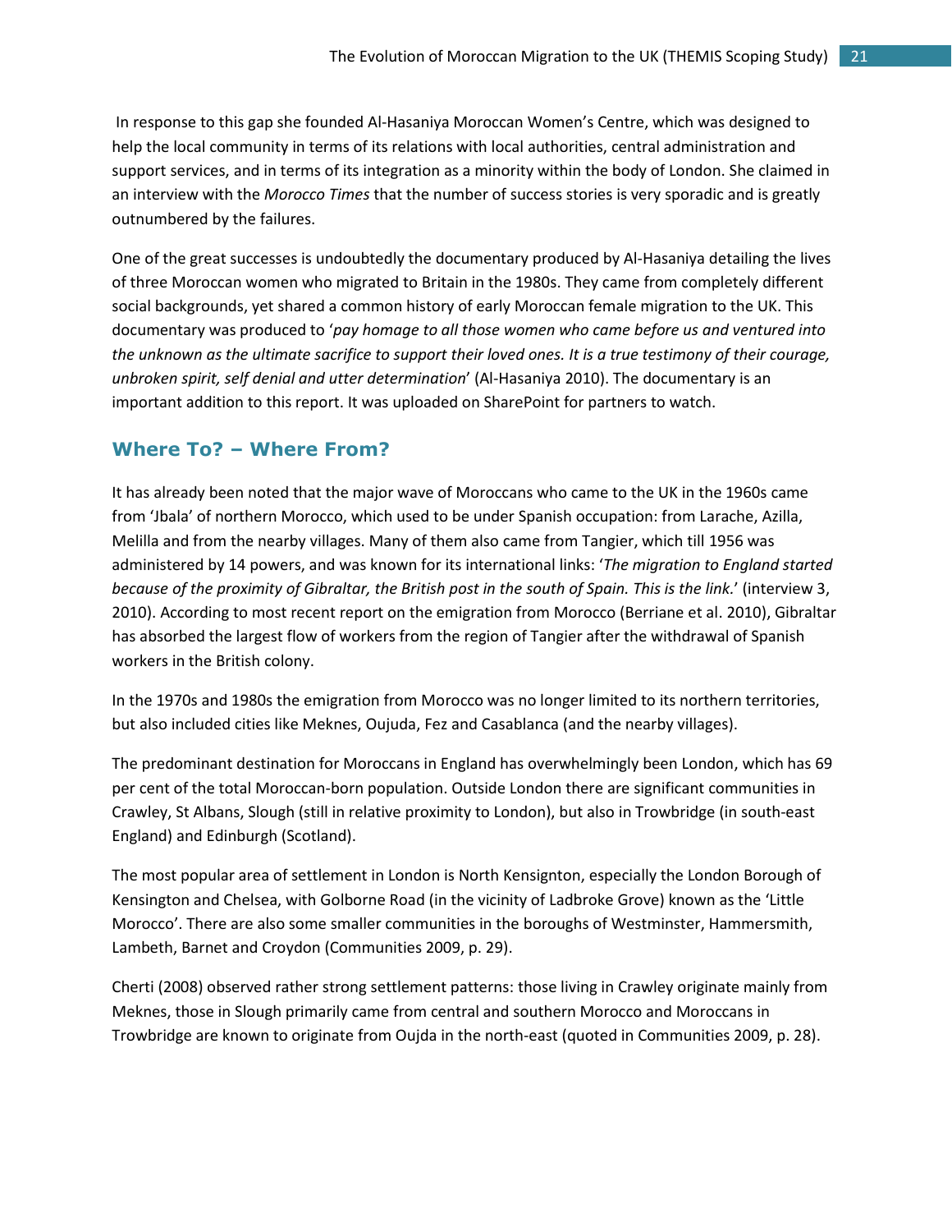In response to this gap she founded Al-Hasaniya Moroccan Women's Centre, which was designed to help the local community in terms of its relations with local authorities, central administration and support services, and in terms of its integration as a minority within the body of London. She claimed in an interview with the *Morocco Times* that the number of success stories is very sporadic and is greatly outnumbered by the failures.

One of the great successes is undoubtedly the documentary produced by Al-Hasaniya detailing the lives of three Moroccan women who migrated to Britain in the 1980s. They came from completely different social backgrounds, yet shared a common history of early Moroccan female migration to the UK. This documentary was produced to '*pay homage to all those women who came before us and ventured into the unknown as the ultimate sacrifice to support their loved ones. It is a true testimony of their courage, unbroken spirit, self denial and utter determination*' (Al-Hasaniya 2010). The documentary is an important addition to this report. It was uploaded on SharePoint for partners to watch.

## Where To? – Where From?

It has already been noted that the major wave of Moroccans who came to the UK in the 1960s came from 'Jbala' of northern Morocco, which used to be under Spanish occupation: from Larache, Azilla, Melilla and from the nearby villages. Many of them also came from Tangier, which till 1956 was administered by 14 powers, and was known for its international links: '*The migration to England started because of the proximity of Gibraltar, the British post in the south of Spain. This is the link.*' (interview 3, 2010). According to most recent report on the emigration from Morocco (Berriane et al. 2010), Gibraltar has absorbed the largest flow of workers from the region of Tangier after the withdrawal of Spanish workers in the British colony.

In the 1970s and 1980s the emigration from Morocco was no longer limited to its northern territories, but also included cities like Meknes, Oujuda, Fez and Casablanca (and the nearby villages).

The predominant destination for Moroccans in England has overwhelmingly been London, which has 69 per cent of the total Moroccan-born population. Outside London there are significant communities in Crawley, St Albans, Slough (still in relative proximity to London), but also in Trowbridge (in south-east England) and Edinburgh (Scotland).

The most popular area of settlement in London is North Kensignton, especially the London Borough of Kensington and Chelsea, with Golborne Road (in the vicinity of Ladbroke Grove) known as the 'Little Morocco'. There are also some smaller communities in the boroughs of Westminster, Hammersmith, Lambeth, Barnet and Croydon (Communities 2009, p. 29).

Cherti (2008) observed rather strong settlement patterns: those living in Crawley originate mainly from Meknes, those in Slough primarily came from central and southern Morocco and Moroccans in Trowbridge are known to originate from Oujda in the north-east (quoted in Communities 2009, p. 28).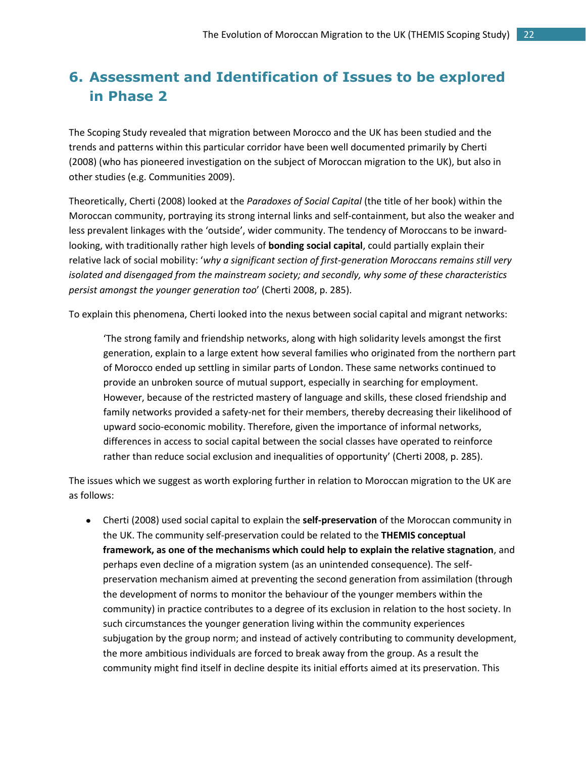# 6. Assessment and Identification of Issues to be explored in Phase 2

The Scoping Study revealed that migration between Morocco and the UK has been studied and the trends and patterns within this particular corridor have been well documented primarily by Cherti (2008) (who has pioneered investigation on the subject of Moroccan migration to the UK), but also in other studies (e.g. Communities 2009).

Theoretically, Cherti (2008) looked at the *Paradoxes of Social Capital* (the title of her book) within the Moroccan community, portraying its strong internal links and self-containment, but also the weaker and less prevalent linkages with the 'outside', wider community. The tendency of Moroccans to be inward-looking, with traditionally rather high levels of **bonding social capital**, could partially explain their relative lack of social mobility: '*why a significant section of first-generation Moroccans remains still very isolated and disengaged from the mainstream society; and secondly, why some of these characteristics persist amongst the younger generation too*' (Cherti 2008, p. 285).

To explain this phenomena, Cherti looked into the nexus between social capital and migrant networks:

> 'The strong family and friendship networks, along with high solidarity levels amongst the first generation, explain to a large extent how several families who originated from the northern part of Morocco ended up settling in similar parts of London. These same networks continued to provide an unbroken source of mutual support, especially in searching for employment. However, because of the restricted mastery of language and skills, these closed friendship and family networks provided a safety-net for their members, thereby decreasing their likelihood of upward socio-economic mobility. Therefore, given the importance of informal networks, differences in access to social capital between the social classes have operated to reinforce rather than reduce social exclusion and inequalities of opportunity' (Cherti 2008, p. 285).

The issues which we suggest as worth exploring further in relation to Moroccan migration to the UK are as follows:

- Cherti (2008) used social capital to explain the **self-preservation** of the Moroccan community in the UK. The community self-preservation could be related to the **THEMIS conceptual framework, as one of the mechanisms which could help to explain the relative stagnation**, and perhaps even decline of a migration system (as an unintended consequence). The self-preservation mechanism aimed at preventing the second generation from assimilation (through the development of norms to monitor the behaviour of the younger members within the community) in practice contributes to a degree of its exclusion in relation to the host society. In such circumstances the younger generation living within the community experiences subjugation by the group norm; and instead of actively contributing to community development, the more ambitious individuals are forced to break away from the group. As a result the community might find itself in decline despite its initial efforts aimed at its preservation. This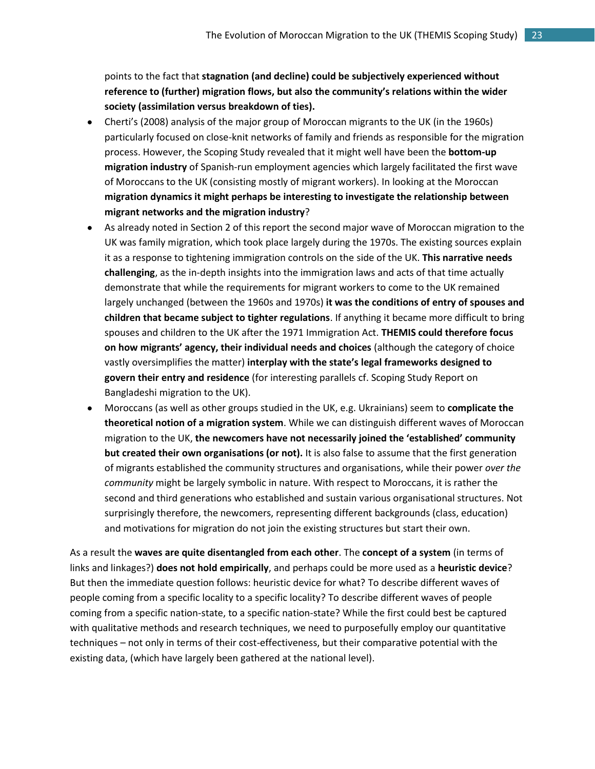points to the fact that **stagnation (and decline) could be subjectively experienced without reference to (further) migration flows, but also the community's relations within the wider society (assimilation versus breakdown of ties).**

- Cherti's (2008) analysis of the major group of Moroccan migrants to the UK (in the 1960s) particularly focused on close-knit networks of family and friends as responsible for the migration process. However, the Scoping Study revealed that it might well have been the **bottom-up migration industry** of Spanish-run employment agencies which largely facilitated the first wave of Moroccans to the UK (consisting mostly of migrant workers). In looking at the Moroccan **migration dynamics it might perhaps be interesting to investigate the relationship between migrant networks and the migration industry**?
- As already noted in Section 2 of this report the second major wave of Moroccan migration to the UK was family migration, which took place largely during the 1970s. The existing sources explain it as a response to tightening immigration controls on the side of the UK. **This narrative needs challenging**, as the in-depth insights into the immigration laws and acts of that time actually demonstrate that while the requirements for migrant workers to come to the UK remained largely unchanged (between the 1960s and 1970s) **it was the conditions of entry of spouses and children that became subject to tighter regulations**. If anything it became more difficult to bring spouses and children to the UK after the 1971 Immigration Act. **THEMIS could therefore focus on how migrants' agency, their individual needs and choices** (although the category of choice vastly oversimplifies the matter) **interplay with the state's legal frameworks designed to govern their entry and residence** (for interesting parallels cf. Scoping Study Report on Bangladeshi migration to the UK).
- Moroccans (as well as other groups studied in the UK, e.g. Ukrainians) seem to **complicate the theoretical notion of a migration system**. While we can distinguish different waves of Moroccan migration to the UK, **the newcomers have not necessarily joined the 'established' community but created their own organisations (or not).** It is also false to assume that the first generation of migrants established the community structures and organisations, while their power *over the community* might be largely symbolic in nature. With respect to Moroccans, it is rather the second and third generations who established and sustain various organisational structures. Not surprisingly therefore, the newcomers, representing different backgrounds (class, education) and motivations for migration do not join the existing structures but start their own.

As a result the **waves are quite disentangled from each other**. The **concept of a system** (in terms of links and linkages?) **does not hold empirically**, and perhaps could be more used as a **heuristic device**? But then the immediate question follows: heuristic device for what? To describe different waves of people coming from a specific locality to a specific locality? To describe different waves of people coming from a specific nation-state, to a specific nation-state? While the first could best be captured with qualitative methods and research techniques, we need to purposefully employ our quantitative techniques – not only in terms of their cost-effectiveness, but their comparative potential with the existing data, (which have largely been gathered at the national level).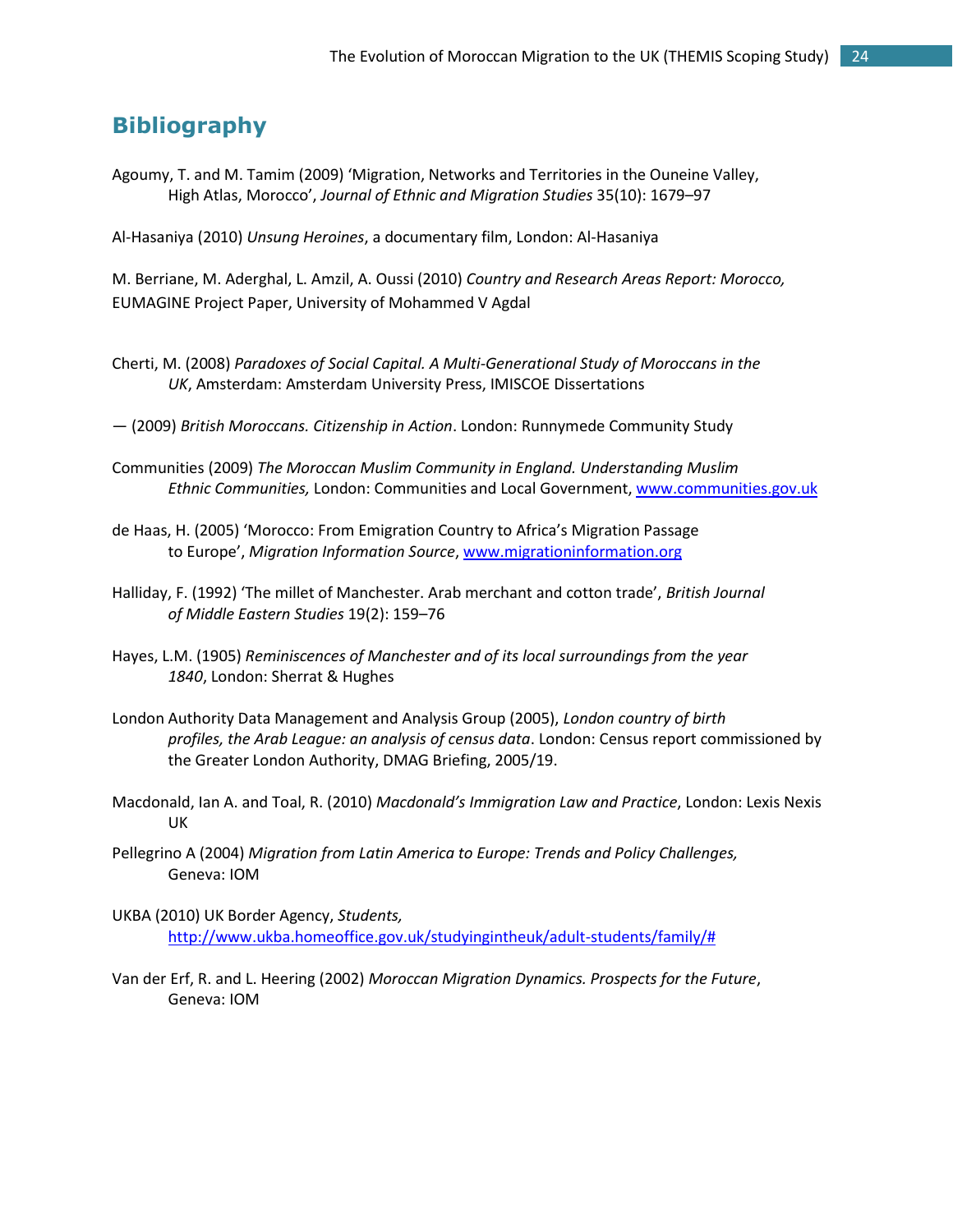## Bibliography

Agoumy, T. and M. Tamim (2009) 'Migration, Networks and Territories in the Ouneine Valley, High Atlas, Morocco', *Journal of Ethnic and Migration Studies* 35(10): 1679–97

Al-Hasaniya (2010) *Unsung Heroines*, a documentary film, London: Al-Hasaniya

M. Berriane, M. Aderghal, L. Amzil, A. Oussi (2010) *Country and Research Areas Report: Morocco,* EUMAGINE Project Paper, University of Mohammed V Agdal

Cherti, M. (2008) *Paradoxes of Social Capital. A Multi-Generational Study of Moroccans in the UK*, Amsterdam: Amsterdam University Press, IMISCOE Dissertations

— (2009) *British Moroccans. Citizenship in Action*. London: Runnymede Community Study

Communities (2009) *The Moroccan Muslim Community in England. Understanding Muslim Ethnic Communities,* London: Communities and Local Government, www.communities.gov.uk

de Haas, H. (2005) 'Morocco: From Emigration Country to Africa's Migration Passage to Europe', *Migration Information Source*, www.migrationinformation.org

Halliday, F. (1992) 'The millet of Manchester. Arab merchant and cotton trade', *British Journal of Middle Eastern Studies* 19(2): 159–76

Hayes, L.M. (1905) *Reminiscences of Manchester and of its local surroundings from the year 1840*, London: Sherrat & Hughes

London Authority Data Management and Analysis Group (2005), *London country of birth profiles, the Arab League: an analysis of census data*. London: Census report commissioned by the Greater London Authority, DMAG Briefing, 2005/19.

Macdonald, Ian A. and Toal, R. (2010) *Macdonald's Immigration Law and Practice*, London: Lexis Nexis UK

Pellegrino A (2004) *Migration from Latin America to Europe: Trends and Policy Challenges,* Geneva: IOM

UKBA (2010) UK Border Agency, *Students,* http://www.ukba.homeoffice.gov.uk/studyingintheuk/adult-students/family/#

Van der Erf, R. and L. Heering (2002) *Moroccan Migration Dynamics. Prospects for the Future*, Geneva: IOM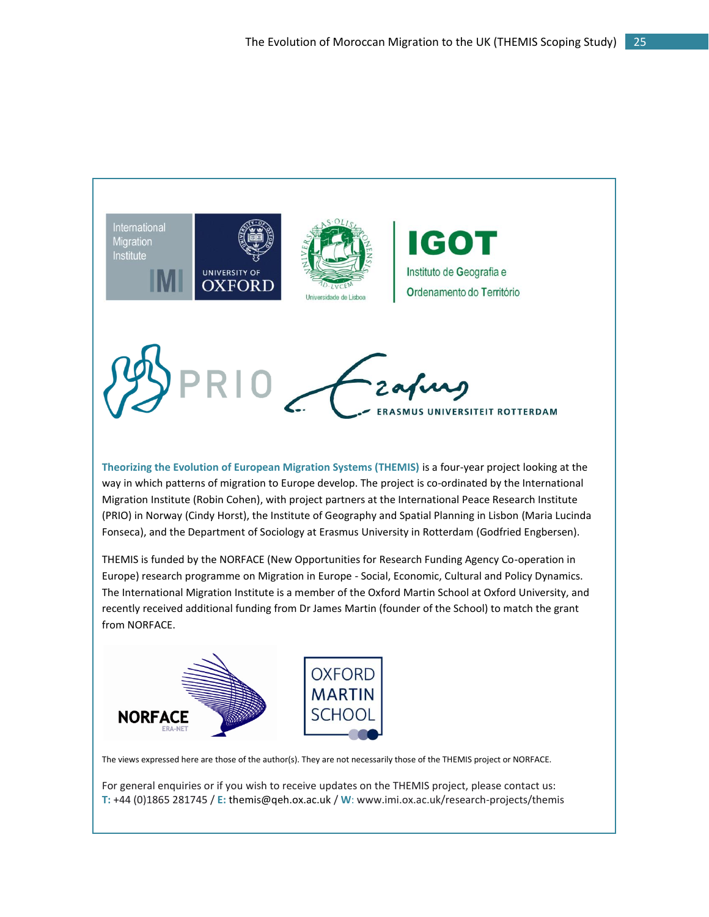**Theorizing the Evolution of European Migration Systems (THEMIS)** is a four-year project looking at the way in which patterns of migration to Europe develop. The project is co-ordinated by the International Migration Institute (Robin Cohen), with project partners at the International Peace Research Institute (PRIO) in Norway (Cindy Horst), the Institute of Geography and Spatial Planning in Lisbon (Maria Lucinda Fonseca), and the Department of Sociology at Erasmus University in Rotterdam (Godfried Engbersen).

THEMIS is funded by the NORFACE (New Opportunities for Research Funding Agency Co-operation in Europe) research programme on Migration in Europe - Social, Economic, Cultural and Policy Dynamics. The International Migration Institute is a member of the Oxford Martin School at Oxford University, and recently received additional funding from Dr James Martin (founder of the School) to match the grant from NORFACE.

The views expressed here are those of the author(s). They are not necessarily those of the THEMIS project or NORFACE.

For general enquiries or if you wish to receive updates on the THEMIS project, please contact us:
**T:** +44 (0)1865 281745 / **E:** themis@qeh.ox.ac.uk / **W:** www.imi.ox.ac.uk/research-projects/themis